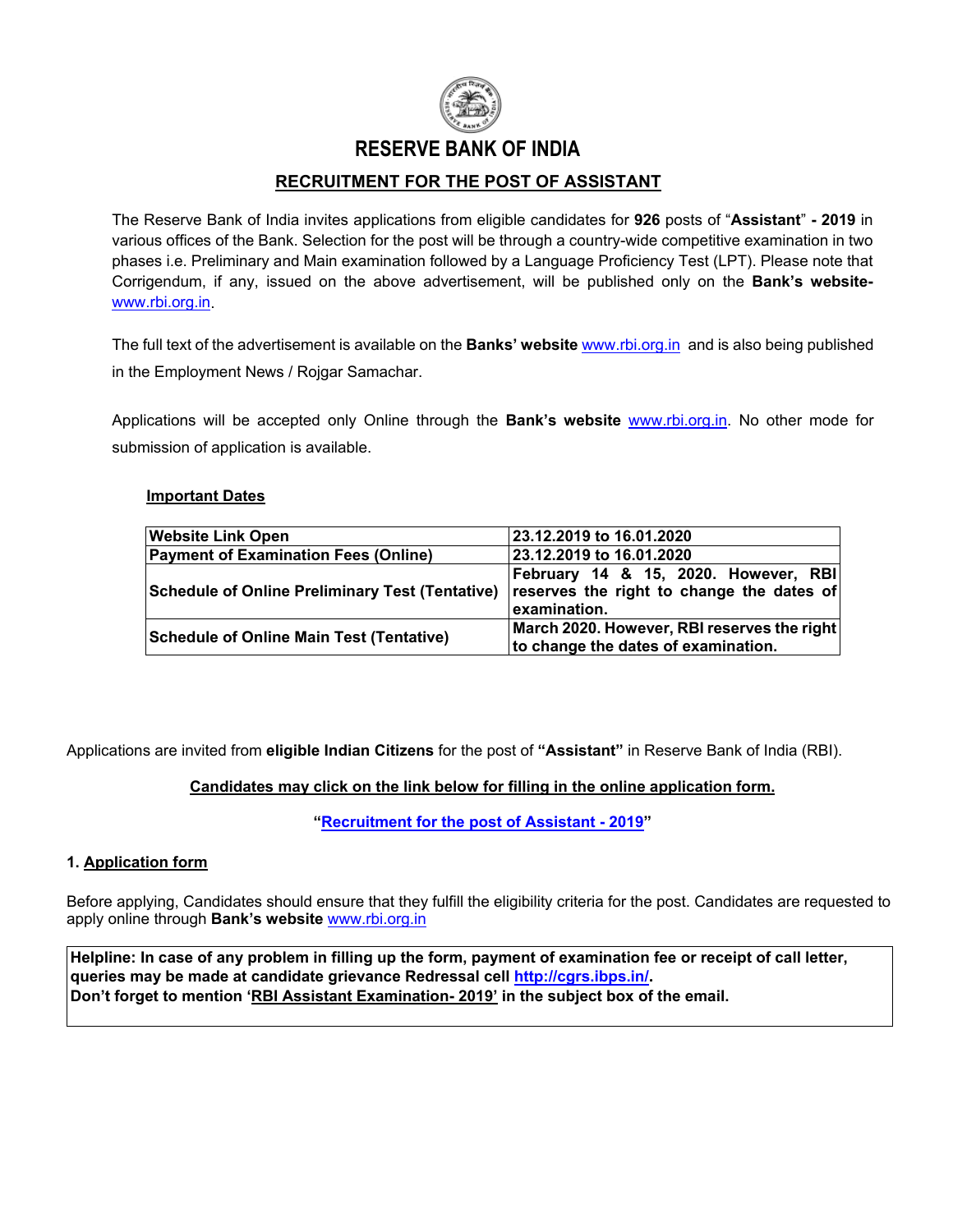# RESERVE BANK OF INDIA

## RECRUITMENT FOR THE POST OF ASSISTANT

The Reserve Bank of India invites applications from eligible candidates for **926** posts of "**Assistant**" **- 2019** in various offices of the Bank. Selection for the post will be through a country-wide competitive examination in two phases i.e. Preliminary and Main examination followed by a Language Proficiency Test (LPT). Please note that Corrigendum, if any, issued on the above advertisement, will be published only on the **Bank's website-** www.rbi.org.in.

The full text of the advertisement is available on the **Banks' website** www.rbi.org.in and is also being published in the Employment News / Rojgar Samachar.

Applications will be accepted only Online through the **Bank's website** www.rbi.org.in. No other mode for submission of application is available.

**Important Dates**

| **Website Link Open** | **23.12.2019 to 16.01.2020** |
|---|---|
| **Payment of Examination Fees (Online)** | **23.12.2019 to 16.01.2020** |
| **Schedule of Online Preliminary Test (Tentative)** | **February 14 & 15, 2020. However, RBI reserves the right to change the dates of examination.** |
| **Schedule of Online Main Test (Tentative)** | **March 2020. However, RBI reserves the right to change the dates of examination.** |

Applications are invited from **eligible Indian Citizens** for the post of **"Assistant"** in Reserve Bank of India (RBI).

**Candidates may click on the link below for filling in the online application form.**

**"Recruitment for the post of Assistant - 2019"**

### 1. Application form

Before applying, Candidates should ensure that they fulfill the eligibility criteria for the post. Candidates are requested to apply online through **Bank's website** www.rbi.org.in

**Helpline: In case of any problem in filling up the form, payment of examination fee or receipt of call letter, queries may be made at candidate grievance Redressal cell http://cgrs.ibps.in/.**
**Don't forget to mention 'RBI Assistant Examination- 2019' in the subject box of the email.**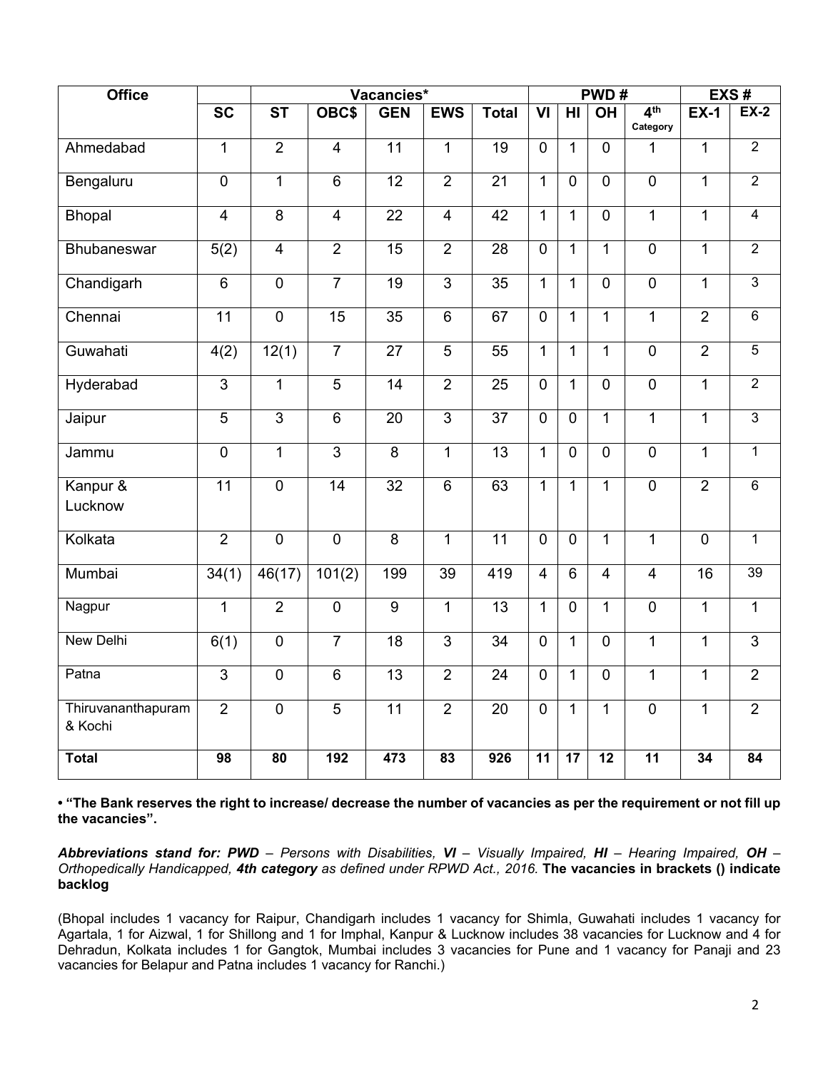| Office | | Vacancies* | | | | | PWD # | | | | EXS # | |
|---|---|---|---|---|---|---|---|---|---|---|---|---|
| | SC | ST | OBC$ | GEN | EWS | Total | VI | HI | OH | 4th Category | EX-1 | EX-2 |
| Ahmedabad | 1 | 2 | 4 | 11 | 1 | 19 | 0 | 1 | 0 | 1 | 1 | 2 |
| Bengaluru | 0 | 1 | 6 | 12 | 2 | 21 | 1 | 0 | 0 | 0 | 1 | 2 |
| Bhopal | 4 | 8 | 4 | 22 | 4 | 42 | 1 | 1 | 0 | 1 | 1 | 4 |
| Bhubaneswar | 5(2) | 4 | 2 | 15 | 2 | 28 | 0 | 1 | 1 | 0 | 1 | 2 |
| Chandigarh | 6 | 0 | 7 | 19 | 3 | 35 | 1 | 1 | 0 | 0 | 1 | 3 |
| Chennai | 11 | 0 | 15 | 35 | 6 | 67 | 0 | 1 | 1 | 1 | 2 | 6 |
| Guwahati | 4(2) | 12(1) | 7 | 27 | 5 | 55 | 1 | 1 | 1 | 0 | 2 | 5 |
| Hyderabad | 3 | 1 | 5 | 14 | 2 | 25 | 0 | 1 | 0 | 0 | 1 | 2 |
| Jaipur | 5 | 3 | 6 | 20 | 3 | 37 | 0 | 0 | 1 | 1 | 1 | 3 |
| Jammu | 0 | 1 | 3 | 8 | 1 | 13 | 1 | 0 | 0 | 0 | 1 | 1 |
| Kanpur & Lucknow | 11 | 0 | 14 | 32 | 6 | 63 | 1 | 1 | 1 | 0 | 2 | 6 |
| Kolkata | 2 | 0 | 0 | 8 | 1 | 11 | 0 | 0 | 1 | 1 | 0 | 1 |
| Mumbai | 34(1) | 46(17) | 101(2) | 199 | 39 | 419 | 4 | 6 | 4 | 4 | 16 | 39 |
| Nagpur | 1 | 2 | 0 | 9 | 1 | 13 | 1 | 0 | 1 | 0 | 1 | 1 |
| New Delhi | 6(1) | 0 | 7 | 18 | 3 | 34 | 0 | 1 | 0 | 1 | 1 | 3 |
| Patna | 3 | 0 | 6 | 13 | 2 | 24 | 0 | 1 | 0 | 1 | 1 | 2 |
| Thiruvananthapuram & Kochi | 2 | 0 | 5 | 11 | 2 | 20 | 0 | 1 | 1 | 0 | 1 | 2 |
| **Total** | **98** | **80** | **192** | **473** | **83** | **926** | **11** | **17** | **12** | **11** | **34** | **84** |

**• "The Bank reserves the right to increase/ decrease the number of vacancies as per the requirement or not fill up the vacancies".**

***Abbreviations stand for: PWD** – Persons with Disabilities, **VI** – Visually Impaired, **HI** – Hearing Impaired, **OH** – Orthopedically Handicapped, **4th category** as defined under RPWD Act., 2016.* **The vacancies in brackets () indicate backlog**

(Bhopal includes 1 vacancy for Raipur, Chandigarh includes 1 vacancy for Shimla, Guwahati includes 1 vacancy for Agartala, 1 for Aizwal, 1 for Shillong and 1 for Imphal, Kanpur & Lucknow includes 38 vacancies for Lucknow and 4 for Dehradun, Kolkata includes 1 for Gangtok, Mumbai includes 3 vacancies for Pune and 1 vacancy for Panaji and 23 vacancies for Belapur and Patna includes 1 vacancy for Ranchi.)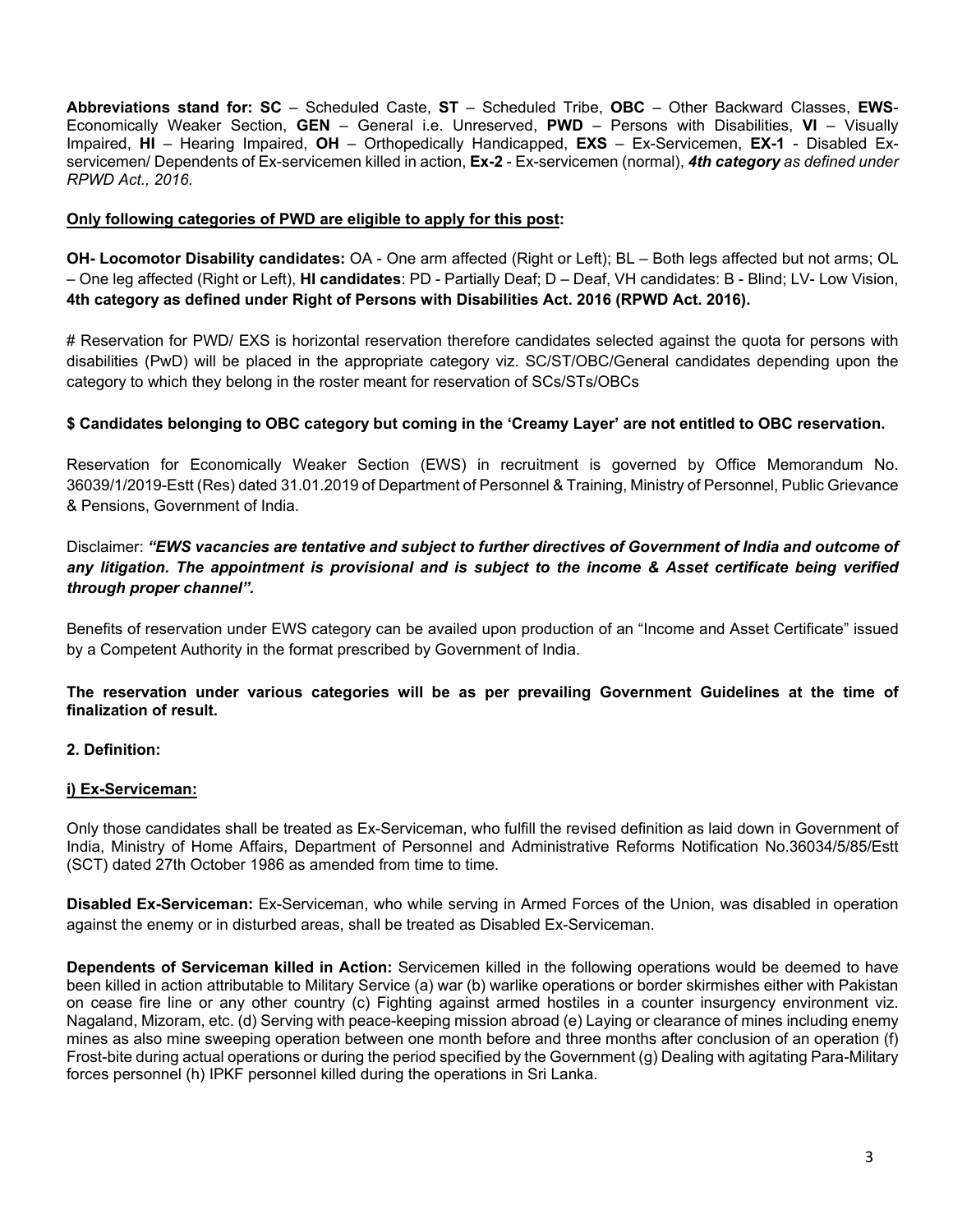**Abbreviations stand for: SC** – Scheduled Caste, **ST** – Scheduled Tribe, **OBC** – Other Backward Classes, **EWS**- Economically Weaker Section, **GEN** – General i.e. Unreserved, **PWD** – Persons with Disabilities, **VI** – Visually Impaired, **HI** – Hearing Impaired, **OH** – Orthopedically Handicapped, **EXS** – Ex-Servicemen, **EX-1** - Disabled Ex-servicemen/ Dependents of Ex-servicemen killed in action, **Ex-2** - Ex-servicemen (normal), ***4th category*** *as defined under RPWD Act., 2016.*

**Only following categories of PWD are eligible to apply for this post:**

**OH- Locomotor Disability candidates:** OA - One arm affected (Right or Left); BL – Both legs affected but not arms; OL – One leg affected (Right or Left), **HI candidates**: PD - Partially Deaf; D – Deaf, VH candidates: B - Blind; LV- Low Vision, **4th category as defined under Right of Persons with Disabilities Act. 2016 (RPWD Act. 2016).**

# Reservation for PWD/ EXS is horizontal reservation therefore candidates selected against the quota for persons with disabilities (PwD) will be placed in the appropriate category viz. SC/ST/OBC/General candidates depending upon the category to which they belong in the roster meant for reservation of SCs/STs/OBCs

**$ Candidates belonging to OBC category but coming in the 'Creamy Layer' are not entitled to OBC reservation.**

Reservation for Economically Weaker Section (EWS) in recruitment is governed by Office Memorandum No. 36039/1/2019-Estt (Res) dated 31.01.2019 of Department of Personnel & Training, Ministry of Personnel, Public Grievance & Pensions, Government of India.

Disclaimer: ***"EWS vacancies are tentative and subject to further directives of Government of India and outcome of any litigation. The appointment is provisional and is subject to the income & Asset certificate being verified through proper channel".***

Benefits of reservation under EWS category can be availed upon production of an "Income and Asset Certificate" issued by a Competent Authority in the format prescribed by Government of India.

**The reservation under various categories will be as per prevailing Government Guidelines at the time of finalization of result.**

**2. Definition:**

**i) Ex-Serviceman:**

Only those candidates shall be treated as Ex-Serviceman, who fulfill the revised definition as laid down in Government of India, Ministry of Home Affairs, Department of Personnel and Administrative Reforms Notification No.36034/5/85/Estt (SCT) dated 27th October 1986 as amended from time to time.

**Disabled Ex-Serviceman:** Ex-Serviceman, who while serving in Armed Forces of the Union, was disabled in operation against the enemy or in disturbed areas, shall be treated as Disabled Ex-Serviceman.

**Dependents of Serviceman killed in Action:** Servicemen killed in the following operations would be deemed to have been killed in action attributable to Military Service (a) war (b) warlike operations or border skirmishes either with Pakistan on cease fire line or any other country (c) Fighting against armed hostiles in a counter insurgency environment viz. Nagaland, Mizoram, etc. (d) Serving with peace-keeping mission abroad (e) Laying or clearance of mines including enemy mines as also mine sweeping operation between one month before and three months after conclusion of an operation (f) Frost-bite during actual operations or during the period specified by the Government (g) Dealing with agitating Para-Military forces personnel (h) IPKF personnel killed during the operations in Sri Lanka.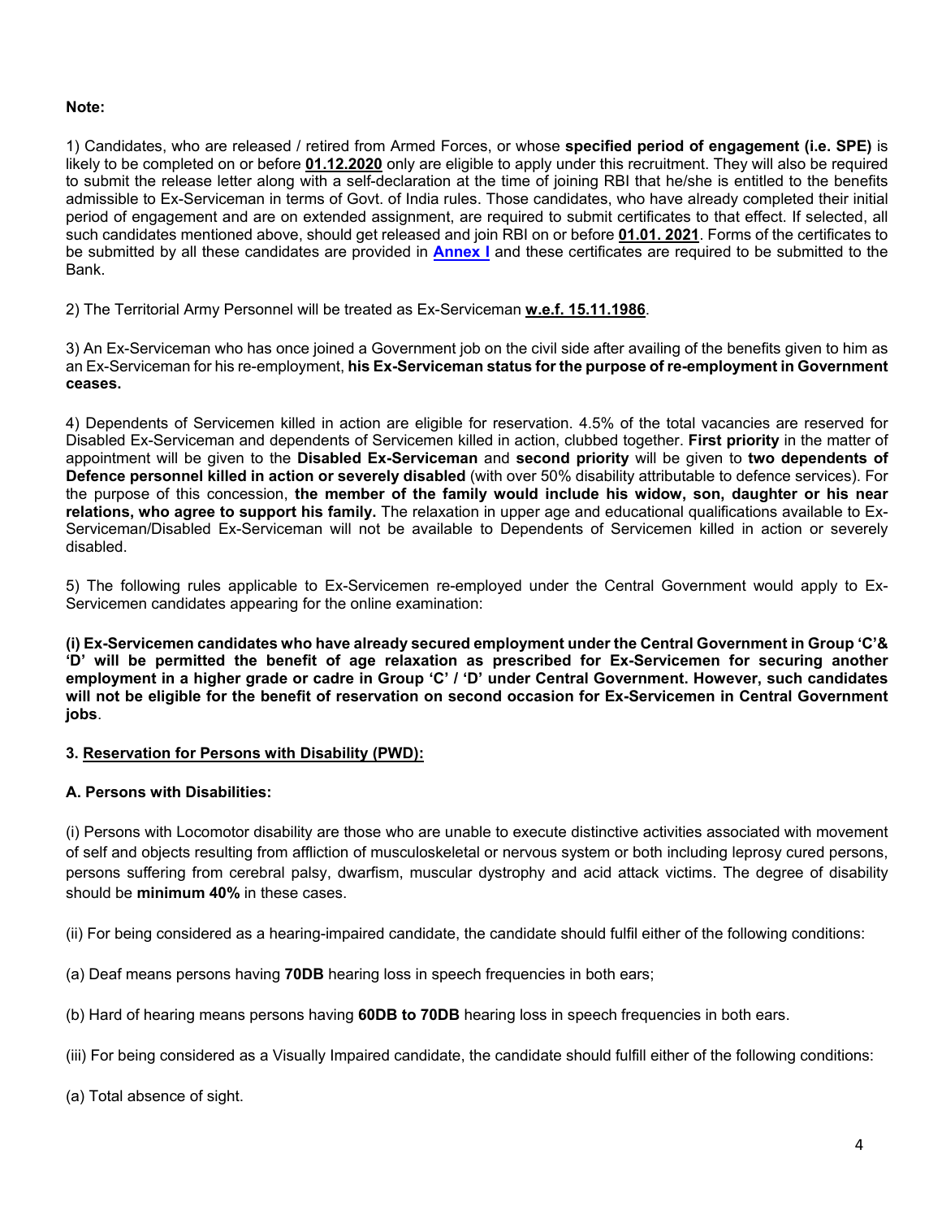**Note:**

1) Candidates, who are released / retired from Armed Forces, or whose **specified period of engagement (i.e. SPE)** is likely to be completed on or before **01.12.2020** only are eligible to apply under this recruitment. They will also be required to submit the release letter along with a self-declaration at the time of joining RBI that he/she is entitled to the benefits admissible to Ex-Serviceman in terms of Govt. of India rules. Those candidates, who have already completed their initial period of engagement and are on extended assignment, are required to submit certificates to that effect. If selected, all such candidates mentioned above, should get released and join RBI on or before **01.01. 2021**. Forms of the certificates to be submitted by all these candidates are provided in **Annex I** and these certificates are required to be submitted to the Bank.

2) The Territorial Army Personnel will be treated as Ex-Serviceman **w.e.f. 15.11.1986**.

3) An Ex-Serviceman who has once joined a Government job on the civil side after availing of the benefits given to him as an Ex-Serviceman for his re-employment, **his Ex-Serviceman status for the purpose of re-employment in Government ceases.**

4) Dependents of Servicemen killed in action are eligible for reservation. 4.5% of the total vacancies are reserved for Disabled Ex-Serviceman and dependents of Servicemen killed in action, clubbed together. **First priority** in the matter of appointment will be given to the **Disabled Ex-Serviceman** and **second priority** will be given to **two dependents of Defence personnel killed in action or severely disabled** (with over 50% disability attributable to defence services). For the purpose of this concession, **the member of the family would include his widow, son, daughter or his near relations, who agree to support his family.** The relaxation in upper age and educational qualifications available to Ex-Serviceman/Disabled Ex-Serviceman will not be available to Dependents of Servicemen killed in action or severely disabled.

5) The following rules applicable to Ex-Servicemen re-employed under the Central Government would apply to Ex-Servicemen candidates appearing for the online examination:

**(i) Ex-Servicemen candidates who have already secured employment under the Central Government in Group 'C'& 'D' will be permitted the benefit of age relaxation as prescribed for Ex-Servicemen for securing another employment in a higher grade or cadre in Group 'C' / 'D' under Central Government. However, such candidates will not be eligible for the benefit of reservation on second occasion for Ex-Servicemen in Central Government jobs**.

### 3. Reservation for Persons with Disability (PWD):

**A. Persons with Disabilities:**

(i) Persons with Locomotor disability are those who are unable to execute distinctive activities associated with movement of self and objects resulting from affliction of musculoskeletal or nervous system or both including leprosy cured persons, persons suffering from cerebral palsy, dwarfism, muscular dystrophy and acid attack victims. The degree of disability should be **minimum 40%** in these cases.

(ii) For being considered as a hearing-impaired candidate, the candidate should fulfil either of the following conditions:

(a) Deaf means persons having **70DB** hearing loss in speech frequencies in both ears;

(b) Hard of hearing means persons having **60DB to 70DB** hearing loss in speech frequencies in both ears.

(iii) For being considered as a Visually Impaired candidate, the candidate should fulfill either of the following conditions:

(a) Total absence of sight.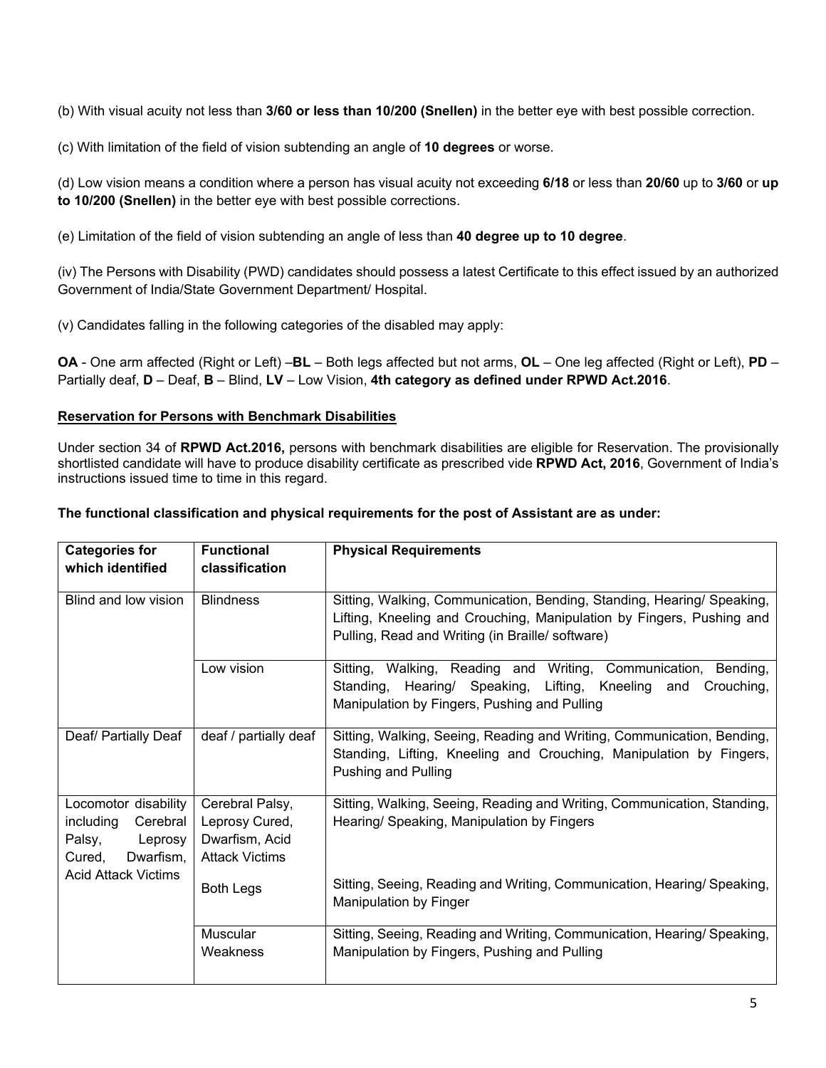(b) With visual acuity not less than **3/60 or less than 10/200 (Snellen)** in the better eye with best possible correction.

(c) With limitation of the field of vision subtending an angle of **10 degrees** or worse.

(d) Low vision means a condition where a person has visual acuity not exceeding **6/18** or less than **20/60** up to **3/60** or **up to 10/200 (Snellen)** in the better eye with best possible corrections.

(e) Limitation of the field of vision subtending an angle of less than **40 degree up to 10 degree**.

(iv) The Persons with Disability (PWD) candidates should possess a latest Certificate to this effect issued by an authorized Government of India/State Government Department/ Hospital.

(v) Candidates falling in the following categories of the disabled may apply:

**OA** - One arm affected (Right or Left) –**BL** – Both legs affected but not arms, **OL** – One leg affected (Right or Left), **PD** – Partially deaf, **D** – Deaf, **B** – Blind, **LV** – Low Vision, **4th category as defined under RPWD Act.2016**.

**Reservation for Persons with Benchmark Disabilities**

Under section 34 of **RPWD Act.2016,** persons with benchmark disabilities are eligible for Reservation. The provisionally shortlisted candidate will have to produce disability certificate as prescribed vide **RPWD Act, 2016**, Government of India's instructions issued time to time in this regard.

**The functional classification and physical requirements for the post of Assistant are as under:**

| **Categories for which identified** | **Functional classification** | **Physical Requirements** |
|---|---|---|
| Blind and low vision | Blindness | Sitting, Walking, Communication, Bending, Standing, Hearing/ Speaking, Lifting, Kneeling and Crouching, Manipulation by Fingers, Pushing and Pulling, Read and Writing (in Braille/ software) |
| | Low vision | Sitting, Walking, Reading and Writing, Communication, Bending, Standing, Hearing/ Speaking, Lifting, Kneeling and Crouching, Manipulation by Fingers, Pushing and Pulling |
| Deaf/ Partially Deaf | deaf / partially deaf | Sitting, Walking, Seeing, Reading and Writing, Communication, Bending, Standing, Lifting, Kneeling and Crouching, Manipulation by Fingers, Pushing and Pulling |
| Locomotor disability including Cerebral Palsy, Leprosy Cured, Dwarfism, Acid Attack Victims | Cerebral Palsy, Leprosy Cured, Dwarfism, Acid Attack Victims | Sitting, Walking, Seeing, Reading and Writing, Communication, Standing, Hearing/ Speaking, Manipulation by Fingers |
| | Both Legs | Sitting, Seeing, Reading and Writing, Communication, Hearing/ Speaking, Manipulation by Finger |
| | Muscular Weakness | Sitting, Seeing, Reading and Writing, Communication, Hearing/ Speaking, Manipulation by Fingers, Pushing and Pulling |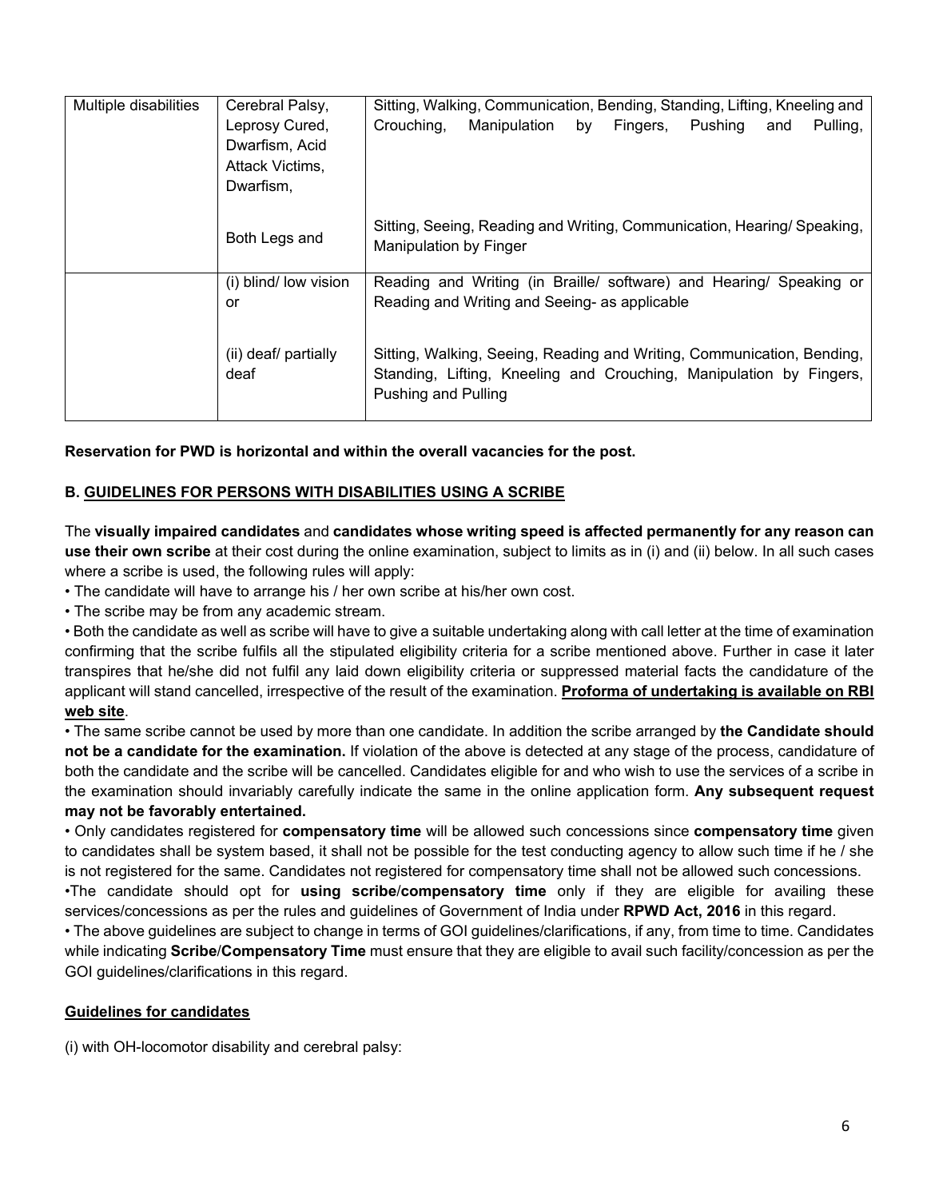| Multiple disabilities | Cerebral Palsy, Leprosy Cured, Dwarfism, Acid Attack Victims, Dwarfism, | Sitting, Walking, Communication, Bending, Standing, Lifting, Kneeling and Crouching, Manipulation by Fingers, Pushing and Pulling, |
|---|---|---|
| | Both Legs and | Sitting, Seeing, Reading and Writing, Communication, Hearing/ Speaking, Manipulation by Finger |
| | (i) blind/ low vision or | Reading and Writing (in Braille/ software) and Hearing/ Speaking or Reading and Writing and Seeing- as applicable |
| | (ii) deaf/ partially deaf | Sitting, Walking, Seeing, Reading and Writing, Communication, Bending, Standing, Lifting, Kneeling and Crouching, Manipulation by Fingers, Pushing and Pulling |

**Reservation for PWD is horizontal and within the overall vacancies for the post.**

**B. GUIDELINES FOR PERSONS WITH DISABILITIES USING A SCRIBE**

The **visually impaired candidates** and **candidates whose writing speed is affected permanently for any reason can use their own scribe** at their cost during the online examination, subject to limits as in (i) and (ii) below. In all such cases where a scribe is used, the following rules will apply:

- The candidate will have to arrange his / her own scribe at his/her own cost.
- The scribe may be from any academic stream.
- Both the candidate as well as scribe will have to give a suitable undertaking along with call letter at the time of examination confirming that the scribe fulfils all the stipulated eligibility criteria for a scribe mentioned above. Further in case it later transpires that he/she did not fulfil any laid down eligibility criteria or suppressed material facts the candidature of the applicant will stand cancelled, irrespective of the result of the examination. **Proforma of undertaking is available on RBI web site**.
- The same scribe cannot be used by more than one candidate. In addition the scribe arranged by **the Candidate should not be a candidate for the examination.** If violation of the above is detected at any stage of the process, candidature of both the candidate and the scribe will be cancelled. Candidates eligible for and who wish to use the services of a scribe in the examination should invariably carefully indicate the same in the online application form. **Any subsequent request may not be favorably entertained.**
- Only candidates registered for **compensatory time** will be allowed such concessions since **compensatory time** given to candidates shall be system based, it shall not be possible for the test conducting agency to allow such time if he / she is not registered for the same. Candidates not registered for compensatory time shall not be allowed such concessions.
- The candidate should opt for **using scribe**/**compensatory time** only if they are eligible for availing these services/concessions as per the rules and guidelines of Government of India under **RPWD Act, 2016** in this regard.
- The above guidelines are subject to change in terms of GOI guidelines/clarifications, if any, from time to time. Candidates while indicating **Scribe**/**Compensatory Time** must ensure that they are eligible to avail such facility/concession as per the GOI guidelines/clarifications in this regard.

**Guidelines for candidates**

(i) with OH-locomotor disability and cerebral palsy: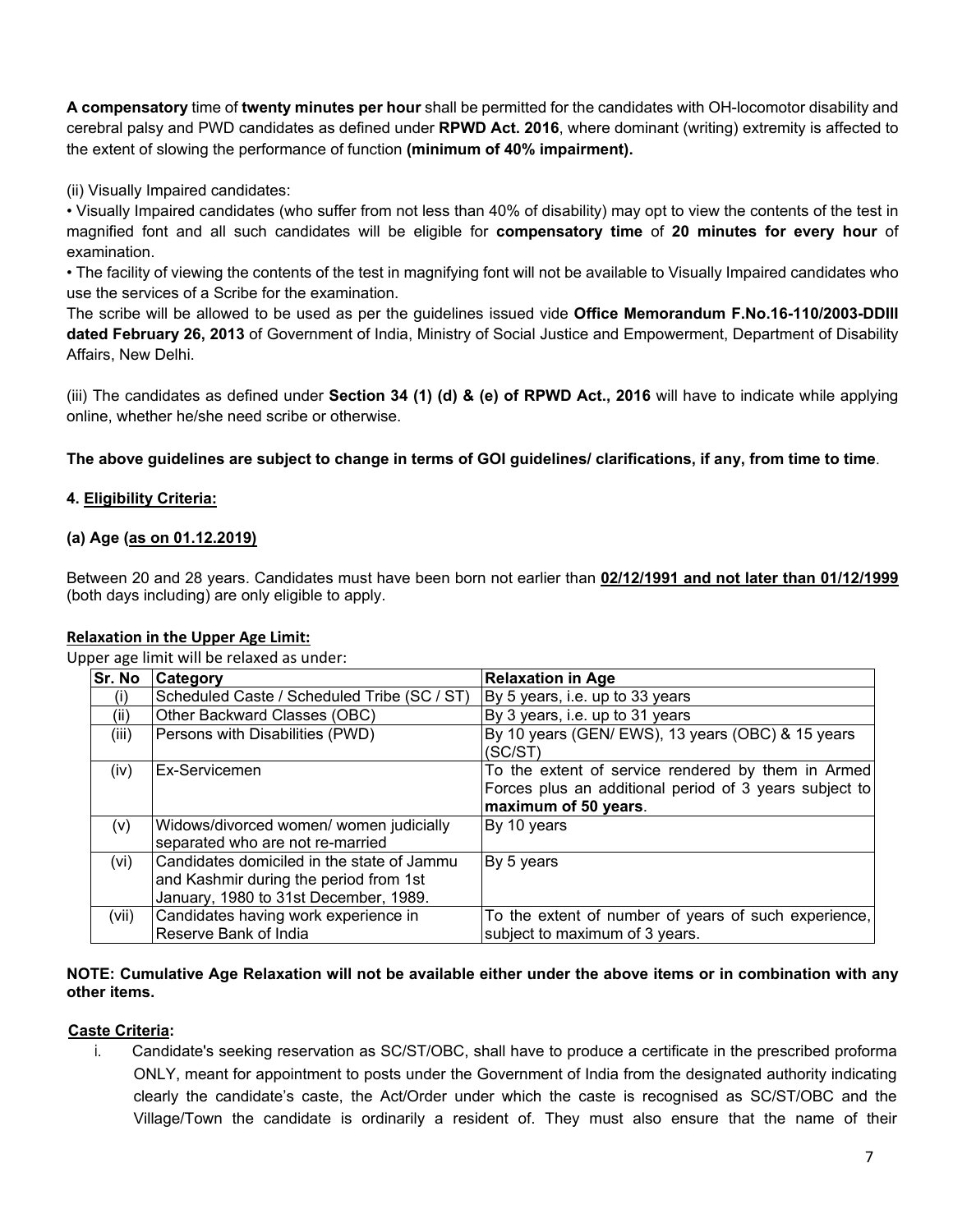**A compensatory** time of **twenty minutes per hour** shall be permitted for the candidates with OH-locomotor disability and cerebral palsy and PWD candidates as defined under **RPWD Act. 2016**, where dominant (writing) extremity is affected to the extent of slowing the performance of function **(minimum of 40% impairment).**

(ii) Visually Impaired candidates:

- Visually Impaired candidates (who suffer from not less than 40% of disability) may opt to view the contents of the test in magnified font and all such candidates will be eligible for **compensatory time** of **20 minutes for every hour** of examination.
- The facility of viewing the contents of the test in magnifying font will not be available to Visually Impaired candidates who use the services of a Scribe for the examination.

The scribe will be allowed to be used as per the guidelines issued vide **Office Memorandum F.No.16-110/2003-DDIII dated February 26, 2013** of Government of India, Ministry of Social Justice and Empowerment, Department of Disability Affairs, New Delhi.

(iii) The candidates as defined under **Section 34 (1) (d) & (e) of RPWD Act., 2016** will have to indicate while applying online, whether he/she need scribe or otherwise.

**The above guidelines are subject to change in terms of GOI guidelines/ clarifications, if any, from time to time**.

**4. Eligibility Criteria:**

**(a) Age (as on 01.12.2019)**

Between 20 and 28 years. Candidates must have been born not earlier than **02/12/1991 and not later than 01/12/1999** (both days including) are only eligible to apply.

**Relaxation in the Upper Age Limit:**

Upper age limit will be relaxed as under:

| Sr. No | Category | Relaxation in Age |
|---|---|---|
| (i) | Scheduled Caste / Scheduled Tribe (SC / ST) | By 5 years, i.e. up to 33 years |
| (ii) | Other Backward Classes (OBC) | By 3 years, i.e. up to 31 years |
| (iii) | Persons with Disabilities (PWD) | By 10 years (GEN/ EWS), 13 years (OBC) & 15 years (SC/ST) |
| (iv) | Ex-Servicemen | To the extent of service rendered by them in Armed Forces plus an additional period of 3 years subject to **maximum of 50 years**. |
| (v) | Widows/divorced women/ women judicially separated who are not re-married | By 10 years |
| (vi) | Candidates domiciled in the state of Jammu and Kashmir during the period from 1st January, 1980 to 31st December, 1989. | By 5 years |
| (vii) | Candidates having work experience in Reserve Bank of India | To the extent of number of years of such experience, subject to maximum of 3 years. |

**NOTE: Cumulative Age Relaxation will not be available either under the above items or in combination with any other items.**

**Caste Criteria:**

i. Candidate's seeking reservation as SC/ST/OBC, shall have to produce a certificate in the prescribed proforma ONLY, meant for appointment to posts under the Government of India from the designated authority indicating clearly the candidate's caste, the Act/Order under which the caste is recognised as SC/ST/OBC and the Village/Town the candidate is ordinarily a resident of. They must also ensure that the name of their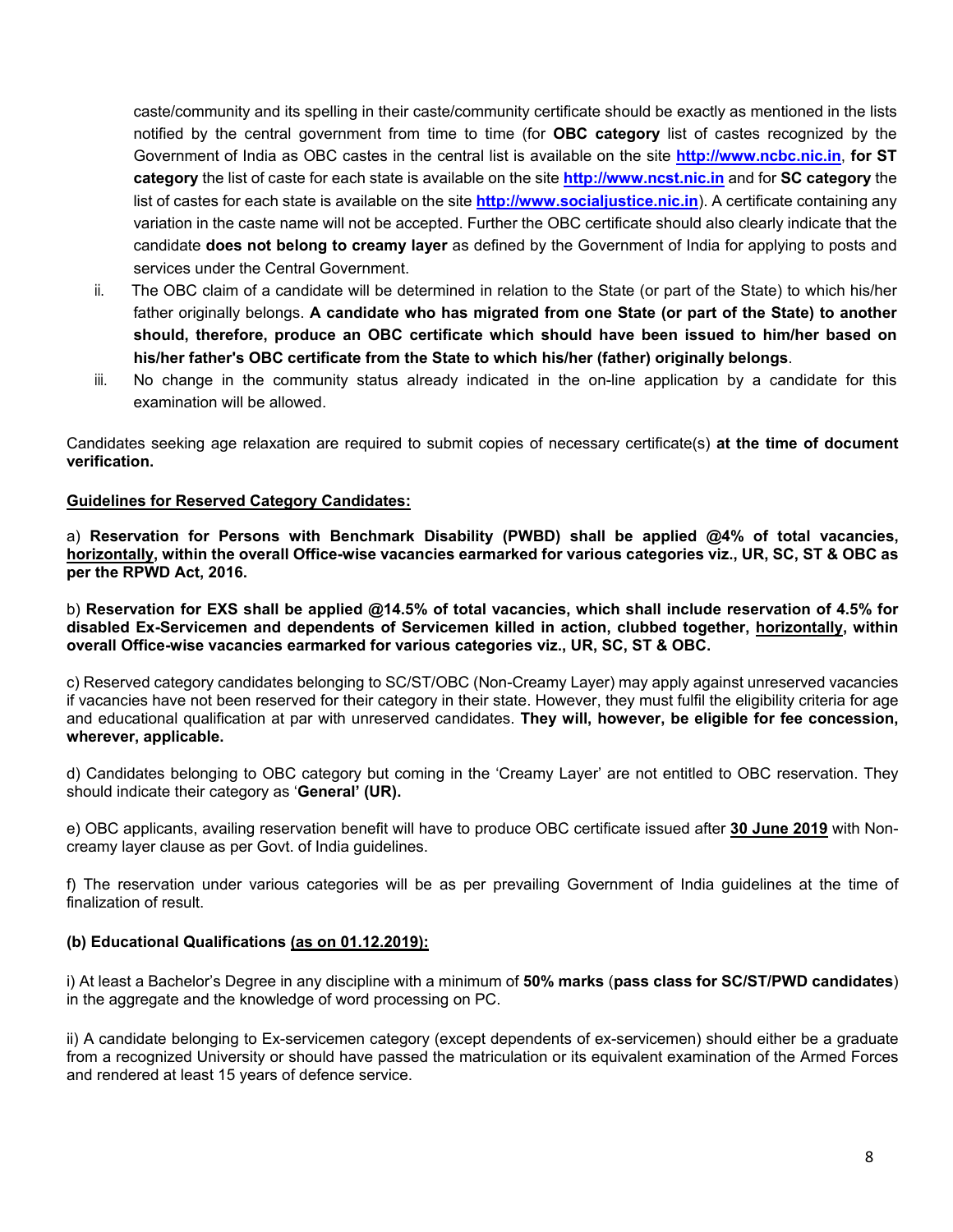caste/community and its spelling in their caste/community certificate should be exactly as mentioned in the lists notified by the central government from time to time (for **OBC category** list of castes recognized by the Government of India as OBC castes in the central list is available on the site **http://www.ncbc.nic.in**, **for ST category** the list of caste for each state is available on the site **http://www.ncst.nic.in** and for **SC category** the list of castes for each state is available on the site **http://www.socialjustice.nic.in**). A certificate containing any variation in the caste name will not be accepted. Further the OBC certificate should also clearly indicate that the candidate **does not belong to creamy layer** as defined by the Government of India for applying to posts and services under the Central Government.

ii. The OBC claim of a candidate will be determined in relation to the State (or part of the State) to which his/her father originally belongs. **A candidate who has migrated from one State (or part of the State) to another should, therefore, produce an OBC certificate which should have been issued to him/her based on his/her father's OBC certificate from the State to which his/her (father) originally belongs**.

iii. No change in the community status already indicated in the on-line application by a candidate for this examination will be allowed.

Candidates seeking age relaxation are required to submit copies of necessary certificate(s) **at the time of document verification.**

**Guidelines for Reserved Category Candidates:**

a) **Reservation for Persons with Benchmark Disability (PWBD) shall be applied @4% of total vacancies, horizontally, within the overall Office-wise vacancies earmarked for various categories viz., UR, SC, ST & OBC as per the RPWD Act, 2016.**

b) **Reservation for EXS shall be applied @14.5% of total vacancies, which shall include reservation of 4.5% for disabled Ex-Servicemen and dependents of Servicemen killed in action, clubbed together, horizontally, within overall Office-wise vacancies earmarked for various categories viz., UR, SC, ST & OBC.**

c) Reserved category candidates belonging to SC/ST/OBC (Non-Creamy Layer) may apply against unreserved vacancies if vacancies have not been reserved for their category in their state. However, they must fulfil the eligibility criteria for age and educational qualification at par with unreserved candidates. **They will, however, be eligible for fee concession, wherever, applicable.**

d) Candidates belonging to OBC category but coming in the 'Creamy Layer' are not entitled to OBC reservation. They should indicate their category as '**General' (UR).**

e) OBC applicants, availing reservation benefit will have to produce OBC certificate issued after **30 June 2019** with Non-creamy layer clause as per Govt. of India guidelines.

f) The reservation under various categories will be as per prevailing Government of India guidelines at the time of finalization of result.

**(b) Educational Qualifications (as on 01.12.2019):**

i) At least a Bachelor's Degree in any discipline with a minimum of **50% marks** (**pass class for SC/ST/PWD candidates**) in the aggregate and the knowledge of word processing on PC.

ii) A candidate belonging to Ex-servicemen category (except dependents of ex-servicemen) should either be a graduate from a recognized University or should have passed the matriculation or its equivalent examination of the Armed Forces and rendered at least 15 years of defence service.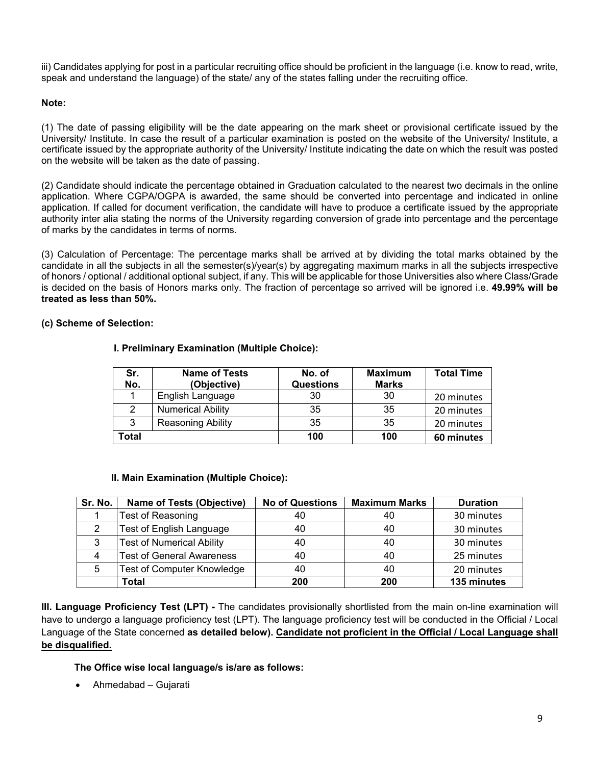iii) Candidates applying for post in a particular recruiting office should be proficient in the language (i.e. know to read, write, speak and understand the language) of the state/ any of the states falling under the recruiting office.

**Note:**

(1) The date of passing eligibility will be the date appearing on the mark sheet or provisional certificate issued by the University/ Institute. In case the result of a particular examination is posted on the website of the University/ Institute, a certificate issued by the appropriate authority of the University/ Institute indicating the date on which the result was posted on the website will be taken as the date of passing.

(2) Candidate should indicate the percentage obtained in Graduation calculated to the nearest two decimals in the online application. Where CGPA/OGPA is awarded, the same should be converted into percentage and indicated in online application. If called for document verification, the candidate will have to produce a certificate issued by the appropriate authority inter alia stating the norms of the University regarding conversion of grade into percentage and the percentage of marks by the candidates in terms of norms.

(3) Calculation of Percentage: The percentage marks shall be arrived at by dividing the total marks obtained by the candidate in all the subjects in all the semester(s)/year(s) by aggregating maximum marks in all the subjects irrespective of honors / optional / additional optional subject, if any. This will be applicable for those Universities also where Class/Grade is decided on the basis of Honors marks only. The fraction of percentage so arrived will be ignored i.e. **49.99% will be treated as less than 50%.**

**(c) Scheme of Selection:**

**I. Preliminary Examination (Multiple Choice):**

| Sr. No. | Name of Tests (Objective) | No. of Questions | Maximum Marks | Total Time |
|---|---|---|---|---|
| 1 | English Language | 30 | 30 | 20 minutes |
| 2 | Numerical Ability | 35 | 35 | 20 minutes |
| 3 | Reasoning Ability | 35 | 35 | 20 minutes |
| **Total** | | **100** | **100** | **60 minutes** |

**II. Main Examination (Multiple Choice):**

| Sr. No. | Name of Tests (Objective) | No of Questions | Maximum Marks | Duration |
|---|---|---|---|---|
| 1 | Test of Reasoning | 40 | 40 | 30 minutes |
| 2 | Test of English Language | 40 | 40 | 30 minutes |
| 3 | Test of Numerical Ability | 40 | 40 | 30 minutes |
| 4 | Test of General Awareness | 40 | 40 | 25 minutes |
| 5 | Test of Computer Knowledge | 40 | 40 | 20 minutes |
| | **Total** | **200** | **200** | **135 minutes** |

**III. Language Proficiency Test (LPT) -** The candidates provisionally shortlisted from the main on-line examination will have to undergo a language proficiency test (LPT). The language proficiency test will be conducted in the Official / Local Language of the State concerned **as detailed below). Candidate not proficient in the Official / Local Language shall be disqualified.**

**The Office wise local language/s is/are as follows:**

- Ahmedabad – Gujarati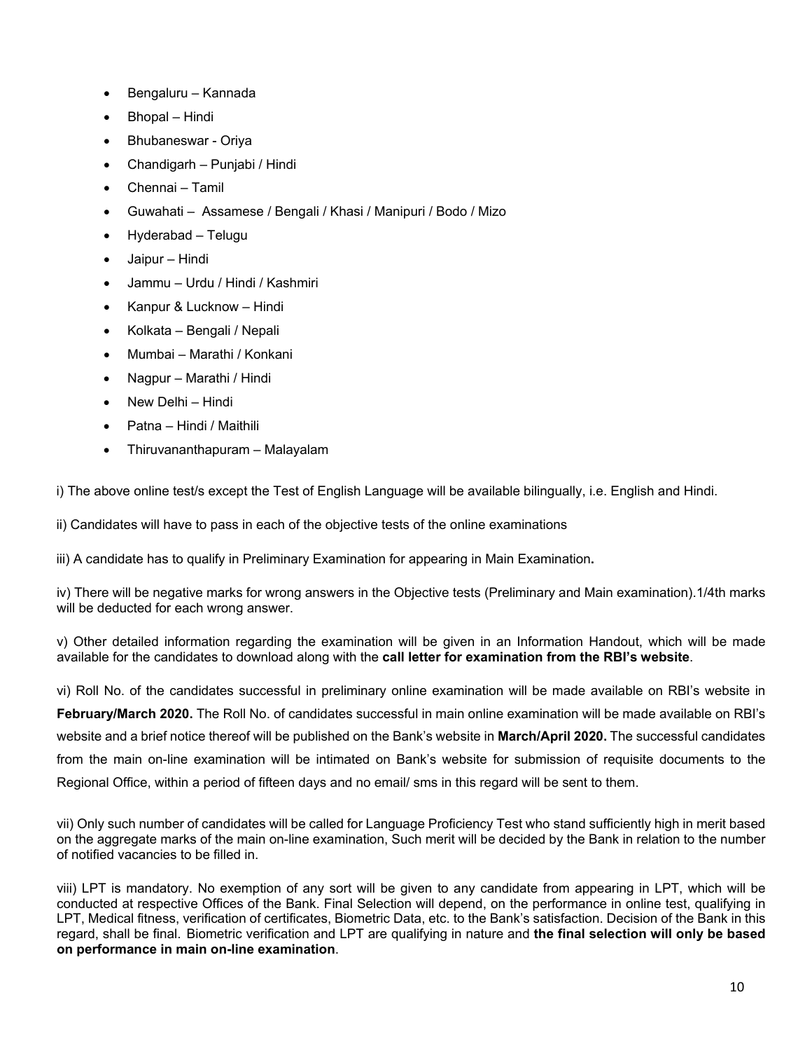- Bengaluru – Kannada
- Bhopal – Hindi
- Bhubaneswar - Oriya
- Chandigarh – Punjabi / Hindi
- Chennai – Tamil
- Guwahati – Assamese / Bengali / Khasi / Manipuri / Bodo / Mizo
- Hyderabad – Telugu
- Jaipur – Hindi
- Jammu – Urdu / Hindi / Kashmiri
- Kanpur & Lucknow – Hindi
- Kolkata – Bengali / Nepali
- Mumbai – Marathi / Konkani
- Nagpur – Marathi / Hindi
- New Delhi – Hindi
- Patna – Hindi / Maithili
- Thiruvananthapuram – Malayalam

i) The above online test/s except the Test of English Language will be available bilingually, i.e. English and Hindi.

ii) Candidates will have to pass in each of the objective tests of the online examinations

iii) A candidate has to qualify in Preliminary Examination for appearing in Main Examination**.**

iv) There will be negative marks for wrong answers in the Objective tests (Preliminary and Main examination).1/4th marks will be deducted for each wrong answer.

v) Other detailed information regarding the examination will be given in an Information Handout, which will be made available for the candidates to download along with the **call letter for examination from the RBI's website**.

vi) Roll No. of the candidates successful in preliminary online examination will be made available on RBI's website in **February/March 2020.** The Roll No. of candidates successful in main online examination will be made available on RBI's website and a brief notice thereof will be published on the Bank's website in **March/April 2020.** The successful candidates from the main on-line examination will be intimated on Bank's website for submission of requisite documents to the Regional Office, within a period of fifteen days and no email/ sms in this regard will be sent to them.

vii) Only such number of candidates will be called for Language Proficiency Test who stand sufficiently high in merit based on the aggregate marks of the main on-line examination, Such merit will be decided by the Bank in relation to the number of notified vacancies to be filled in.

viii) LPT is mandatory. No exemption of any sort will be given to any candidate from appearing in LPT, which will be conducted at respective Offices of the Bank. Final Selection will depend, on the performance in online test, qualifying in LPT, Medical fitness, verification of certificates, Biometric Data, etc. to the Bank's satisfaction. Decision of the Bank in this regard, shall be final. Biometric verification and LPT are qualifying in nature and **the final selection will only be based on performance in main on-line examination**.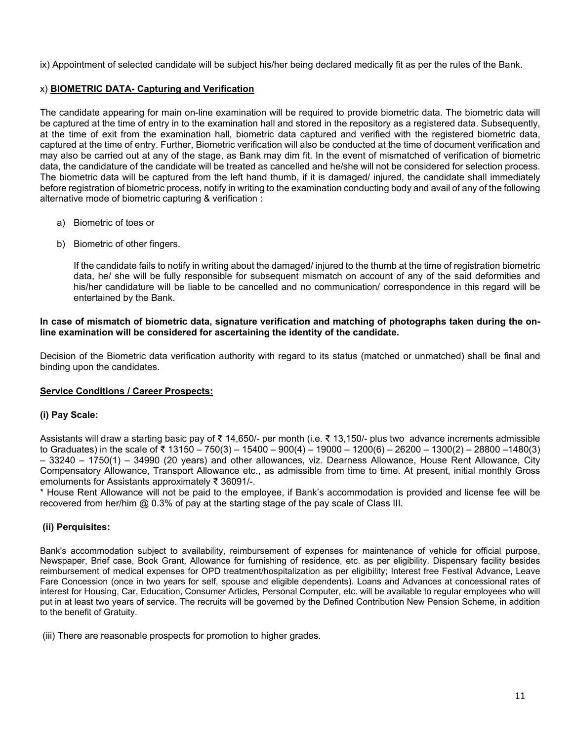ix) Appointment of selected candidate will be subject his/her being declared medically fit as per the rules of the Bank.

x) **BIOMETRIC DATA- Capturing and Verification**

The candidate appearing for main on-line examination will be required to provide biometric data. The biometric data will be captured at the time of entry in to the examination hall and stored in the repository as a registered data. Subsequently, at the time of exit from the examination hall, biometric data captured and verified with the registered biometric data, captured at the time of entry. Further, Biometric verification will also be conducted at the time of document verification and may also be carried out at any of the stage, as Bank may dim fit. In the event of mismatched of verification of biometric data, the candidature of the candidate will be treated as cancelled and he/she will not be considered for selection process. The biometric data will be captured from the left hand thumb, if it is damaged/ injured, the candidate shall immediately before registration of biometric process, notify in writing to the examination conducting body and avail of any of the following alternative mode of biometric capturing & verification :

a) Biometric of toes or

b) Biometric of other fingers.

If the candidate fails to notify in writing about the damaged/ injured to the thumb at the time of registration biometric data, he/ she will be fully responsible for subsequent mismatch on account of any of the said deformities and his/her candidature will be liable to be cancelled and no communication/ correspondence in this regard will be entertained by the Bank.

**In case of mismatch of biometric data, signature verification and matching of photographs taken during the on-line examination will be considered for ascertaining the identity of the candidate.**

Decision of the Biometric data verification authority with regard to its status (matched or unmatched) shall be final and binding upon the candidates.

**Service Conditions / Career Prospects:**

**(i) Pay Scale:**

Assistants will draw a starting basic pay of ₹ 14,650/- per month (i.e. ₹ 13,150/- plus two advance increments admissible to Graduates) in the scale of ₹ 13150 – 750(3) – 15400 – 900(4) – 19000 – 1200(6) – 26200 – 1300(2) – 28800 –1480(3) – 33240 – 1750(1) – 34990 (20 years) and other allowances, viz. Dearness Allowance, House Rent Allowance, City Compensatory Allowance, Transport Allowance etc., as admissible from time to time. At present, initial monthly Gross emoluments for Assistants approximately ₹ 36091/-.

* House Rent Allowance will not be paid to the employee, if Bank's accommodation is provided and license fee will be recovered from her/him @ 0.3% of pay at the starting stage of the pay scale of Class III.

**(ii) Perquisites:**

Bank's accommodation subject to availability, reimbursement of expenses for maintenance of vehicle for official purpose, Newspaper, Brief case, Book Grant, Allowance for furnishing of residence, etc. as per eligibility. Dispensary facility besides reimbursement of medical expenses for OPD treatment/hospitalization as per eligibility; Interest free Festival Advance, Leave Fare Concession (once in two years for self, spouse and eligible dependents). Loans and Advances at concessional rates of interest for Housing, Car, Education, Consumer Articles, Personal Computer, etc. will be available to regular employees who will put in at least two years of service. The recruits will be governed by the Defined Contribution New Pension Scheme, in addition to the benefit of Gratuity.

(iii) There are reasonable prospects for promotion to higher grades.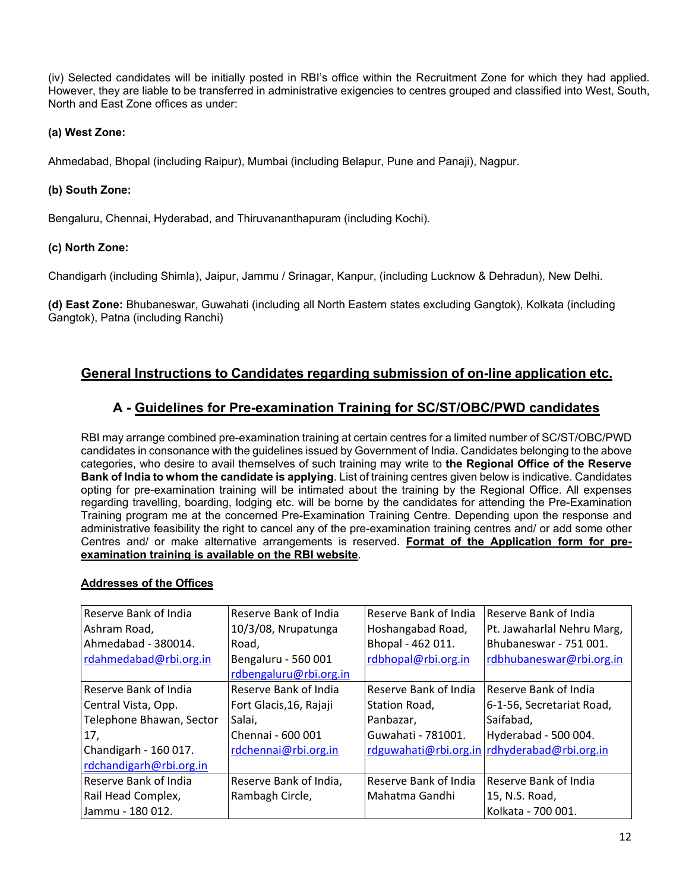(iv) Selected candidates will be initially posted in RBI's office within the Recruitment Zone for which they had applied. However, they are liable to be transferred in administrative exigencies to centres grouped and classified into West, South, North and East Zone offices as under:

**(a) West Zone:**

Ahmedabad, Bhopal (including Raipur), Mumbai (including Belapur, Pune and Panaji), Nagpur.

**(b) South Zone:**

Bengaluru, Chennai, Hyderabad, and Thiruvananthapuram (including Kochi).

**(c) North Zone:**

Chandigarh (including Shimla), Jaipur, Jammu / Srinagar, Kanpur, (including Lucknow & Dehradun), New Delhi.

**(d) East Zone:** Bhubaneswar, Guwahati (including all North Eastern states excluding Gangtok), Kolkata (including Gangtok), Patna (including Ranchi)

## General Instructions to Candidates regarding submission of on-line application etc.

### A - Guidelines for Pre-examination Training for SC/ST/OBC/PWD candidates

RBI may arrange combined pre-examination training at certain centres for a limited number of SC/ST/OBC/PWD candidates in consonance with the guidelines issued by Government of India. Candidates belonging to the above categories, who desire to avail themselves of such training may write to **the Regional Office of the Reserve Bank of India to whom the candidate is applying**. List of training centres given below is indicative. Candidates opting for pre-examination training will be intimated about the training by the Regional Office. All expenses regarding travelling, boarding, lodging etc. will be borne by the candidates for attending the Pre-Examination Training program me at the concerned Pre-Examination Training Centre. Depending upon the response and administrative feasibility the right to cancel any of the pre-examination training centres and/ or add some other Centres and/ or make alternative arrangements is reserved. **Format of the Application form for pre-examination training is available on the RBI website**.

**Addresses of the Offices**

| | | | |
|---|---|---|---|
| Reserve Bank of India Ashram Road, Ahmedabad - 380014. rdahmedabad@rbi.org.in | Reserve Bank of India 10/3/08, Nrupatunga Road, Bengaluru - 560 001 rdbengaluru@rbi.org.in | Reserve Bank of India Hoshangabad Road, Bhopal - 462 011. rdbhopal@rbi.org.in | Reserve Bank of India Pt. Jawaharlal Nehru Marg, Bhubaneswar - 751 001. rdbhubaneswar@rbi.org.in |
| Reserve Bank of India Central Vista, Opp. Telephone Bhawan, Sector 17, Chandigarh - 160 017. rdchandigarh@rbi.org.in | Reserve Bank of India Fort Glacis,16, Rajaji Salai, Chennai - 600 001 rdchennai@rbi.org.in | Reserve Bank of India Station Road, Panbazar, Guwahati - 781001. rdguwahati@rbi.org.in | Reserve Bank of India 6-1-56, Secretariat Road, Saifabad, Hyderabad - 500 004. rdhyderabad@rbi.org.in |
| Reserve Bank of India Rail Head Complex, Jammu - 180 012. | Reserve Bank of India, Rambagh Circle, | Reserve Bank of India Mahatma Gandhi | Reserve Bank of India 15, N.S. Road, Kolkata - 700 001. |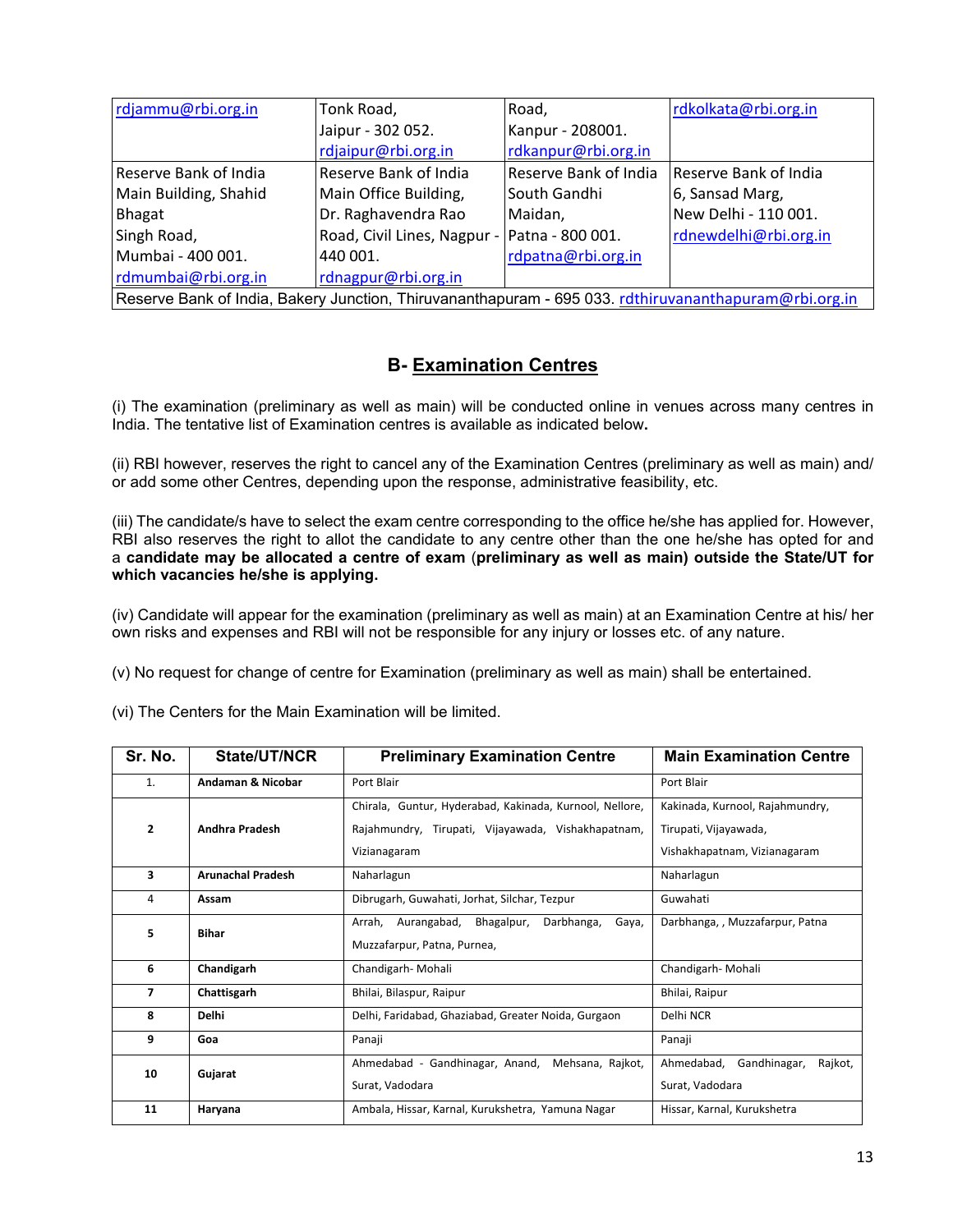| | | | |
|---|---|---|---|
| rdjammu@rbi.org.in | Tonk Road, Jaipur - 302 052. rdjaipur@rbi.org.in | Road, Kanpur - 208001. rdkanpur@rbi.org.in | rdkolkata@rbi.org.in |
| Reserve Bank of India Main Building, Shahid Bhagat Singh Road, Mumbai - 400 001. rdmumbai@rbi.org.in | Reserve Bank of India Main Office Building, Dr. Raghavendra Rao Road, Civil Lines, Nagpur - 440 001. rdnagpur@rbi.org.in | Reserve Bank of India South Gandhi Maidan, Patna - 800 001. rdpatna@rbi.org.in | Reserve Bank of India 6, Sansad Marg, New Delhi - 110 001. rdnewdelhi@rbi.org.in |
| Reserve Bank of India, Bakery Junction, Thiruvananthapuram - 695 033. rdthiruvananthapuram@rbi.org.in | | | |

## B- Examination Centres

(i) The examination (preliminary as well as main) will be conducted online in venues across many centres in India. The tentative list of Examination centres is available as indicated below**.**

(ii) RBI however, reserves the right to cancel any of the Examination Centres (preliminary as well as main) and/ or add some other Centres, depending upon the response, administrative feasibility, etc.

(iii) The candidate/s have to select the exam centre corresponding to the office he/she has applied for. However, RBI also reserves the right to allot the candidate to any centre other than the one he/she has opted for and a **candidate may be allocated a centre of exam** (**preliminary as well as main) outside the State/UT for which vacancies he/she is applying.**

(iv) Candidate will appear for the examination (preliminary as well as main) at an Examination Centre at his/ her own risks and expenses and RBI will not be responsible for any injury or losses etc. of any nature.

(v) No request for change of centre for Examination (preliminary as well as main) shall be entertained.

(vi) The Centers for the Main Examination will be limited.

| Sr. No. | State/UT/NCR | Preliminary Examination Centre | Main Examination Centre |
|---|---|---|---|
| 1. | **Andaman & Nicobar** | Port Blair | Port Blair |
| **2** | **Andhra Pradesh** | Chirala, Guntur, Hyderabad, Kakinada, Kurnool, Nellore, Rajahmundry, Tirupati, Vijayawada, Vishakhapatnam, Vizianagaram | Kakinada, Kurnool, Rajahmundry, Tirupati, Vijayawada, Vishakhapatnam, Vizianagaram |
| **3** | **Arunachal Pradesh** | Naharlagun | Naharlagun |
| 4 | **Assam** | Dibrugarh, Guwahati, Jorhat, Silchar, Tezpur | Guwahati |
| **5** | **Bihar** | Arrah, Aurangabad, Bhagalpur, Darbhanga, Gaya, Muzzafarpur, Patna, Purnea, | Darbhanga, , Muzzafarpur, Patna |
| **6** | **Chandigarh** | Chandigarh- Mohali | Chandigarh- Mohali |
| **7** | **Chattisgarh** | Bhilai, Bilaspur, Raipur | Bhilai, Raipur |
| **8** | **Delhi** | Delhi, Faridabad, Ghaziabad, Greater Noida, Gurgaon | Delhi NCR |
| **9** | **Goa** | Panaji | Panaji |
| **10** | **Gujarat** | Ahmedabad - Gandhinagar, Anand, Mehsana, Rajkot, Surat, Vadodara | Ahmedabad, Gandhinagar, Rajkot, Surat, Vadodara |
| **11** | **Haryana** | Ambala, Hissar, Karnal, Kurukshetra, Yamuna Nagar | Hissar, Karnal, Kurukshetra |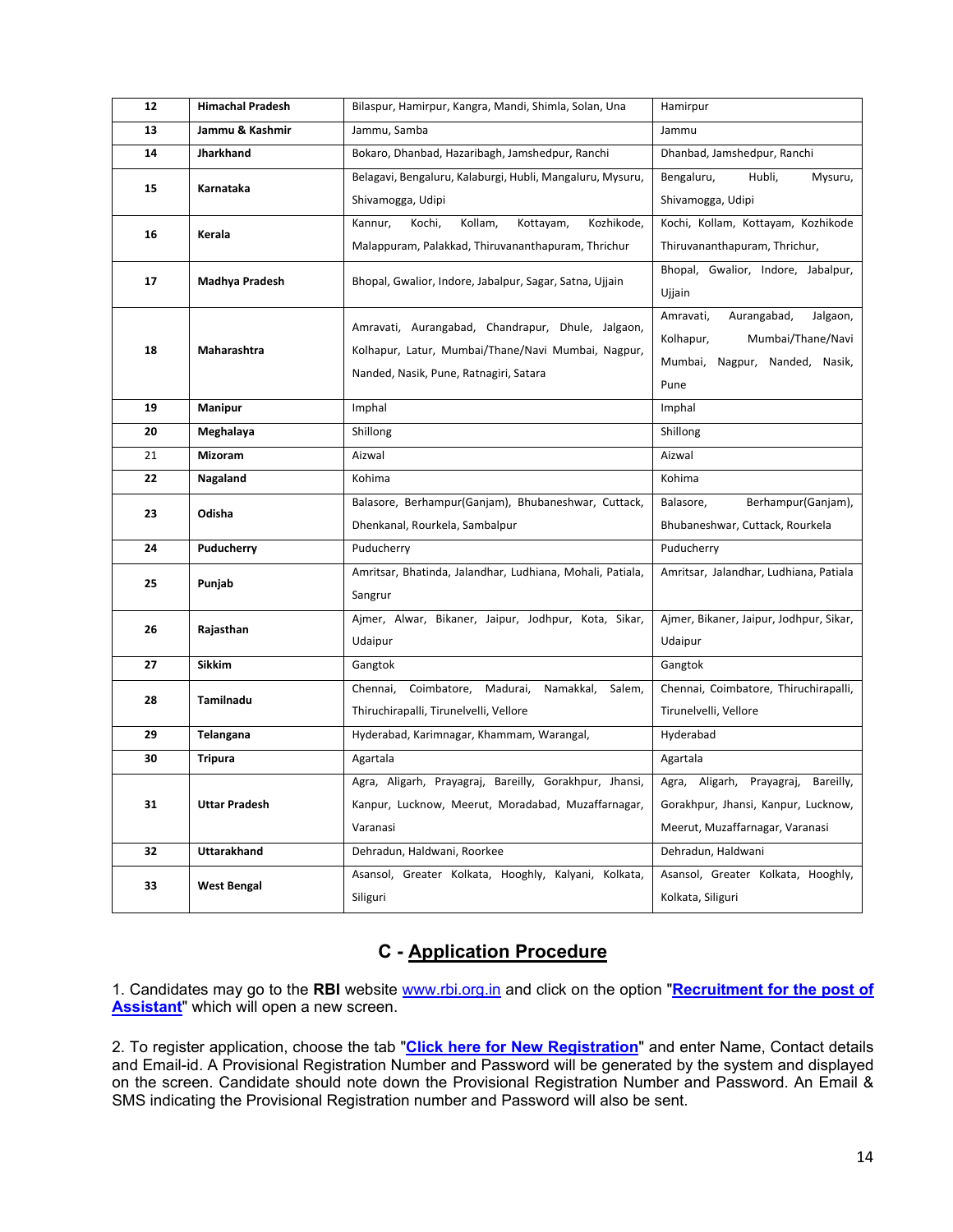| 12 | Himachal Pradesh | Bilaspur, Hamirpur, Kangra, Mandi, Shimla, Solan, Una | Hamirpur |
|---|---|---|---|
| 13 | Jammu & Kashmir | Jammu, Samba | Jammu |
| 14 | Jharkhand | Bokaro, Dhanbad, Hazaribagh, Jamshedpur, Ranchi | Dhanbad, Jamshedpur, Ranchi |
| 15 | Karnataka | Belagavi, Bengaluru, Kalaburgi, Hubli, Mangaluru, Mysuru, Shivamogga, Udipi | Bengaluru, Hubli, Mysuru, Shivamogga, Udipi |
| 16 | Kerala | Kannur, Kochi, Kollam, Kottayam, Kozhikode, Malappuram, Palakkad, Thiruvananthapuram, Thrichur | Kochi, Kollam, Kottayam, Kozhikode Thiruvananthapuram, Thrichur, |
| 17 | Madhya Pradesh | Bhopal, Gwalior, Indore, Jabalpur, Sagar, Satna, Ujjain | Bhopal, Gwalior, Indore, Jabalpur, Ujjain |
| 18 | Maharashtra | Amravati, Aurangabad, Chandrapur, Dhule, Jalgaon, Kolhapur, Latur, Mumbai/Thane/Navi Mumbai, Nagpur, Nanded, Nasik, Pune, Ratnagiri, Satara | Amravati, Aurangabad, Jalgaon, Kolhapur, Mumbai/Thane/Navi Mumbai, Nagpur, Nanded, Nasik, Pune |
| 19 | Manipur | Imphal | Imphal |
| 20 | Meghalaya | Shillong | Shillong |
| 21 | Mizoram | Aizwal | Aizwal |
| 22 | Nagaland | Kohima | Kohima |
| 23 | Odisha | Balasore, Berhampur(Ganjam), Bhubaneshwar, Cuttack, Dhenkanal, Rourkela, Sambalpur | Balasore, Berhampur(Ganjam), Bhubaneshwar, Cuttack, Rourkela |
| 24 | Puducherry | Puducherry | Puducherry |
| 25 | Punjab | Amritsar, Bhatinda, Jalandhar, Ludhiana, Mohali, Patiala, Sangrur | Amritsar, Jalandhar, Ludhiana, Patiala |
| 26 | Rajasthan | Ajmer, Alwar, Bikaner, Jaipur, Jodhpur, Kota, Sikar, Udaipur | Ajmer, Bikaner, Jaipur, Jodhpur, Sikar, Udaipur |
| 27 | Sikkim | Gangtok | Gangtok |
| 28 | Tamilnadu | Chennai, Coimbatore, Madurai, Namakkal, Salem, Thiruchirapalli, Tirunelvelli, Vellore | Chennai, Coimbatore, Thiruchirapalli, Tirunelvelli, Vellore |
| 29 | Telangana | Hyderabad, Karimnagar, Khammam, Warangal, | Hyderabad |
| 30 | Tripura | Agartala | Agartala |
| 31 | Uttar Pradesh | Agra, Aligarh, Prayagraj, Bareilly, Gorakhpur, Jhansi, Kanpur, Lucknow, Meerut, Moradabad, Muzaffarnagar, Varanasi | Agra, Aligarh, Prayagraj, Bareilly, Gorakhpur, Jhansi, Kanpur, Lucknow, Meerut, Muzaffarnagar, Varanasi |
| 32 | Uttarakhand | Dehradun, Haldwani, Roorkee | Dehradun, Haldwani |
| 33 | West Bengal | Asansol, Greater Kolkata, Hooghly, Kalyani, Kolkata, Siliguri | Asansol, Greater Kolkata, Hooghly, Kolkata, Siliguri |

## C - Application Procedure

1. Candidates may go to the **RBI** website www.rbi.org.in and click on the option "**Recruitment for the post of Assistant**" which will open a new screen.

2. To register application, choose the tab "**Click here for New Registration**" and enter Name, Contact details and Email-id. A Provisional Registration Number and Password will be generated by the system and displayed on the screen. Candidate should note down the Provisional Registration Number and Password. An Email & SMS indicating the Provisional Registration number and Password will also be sent.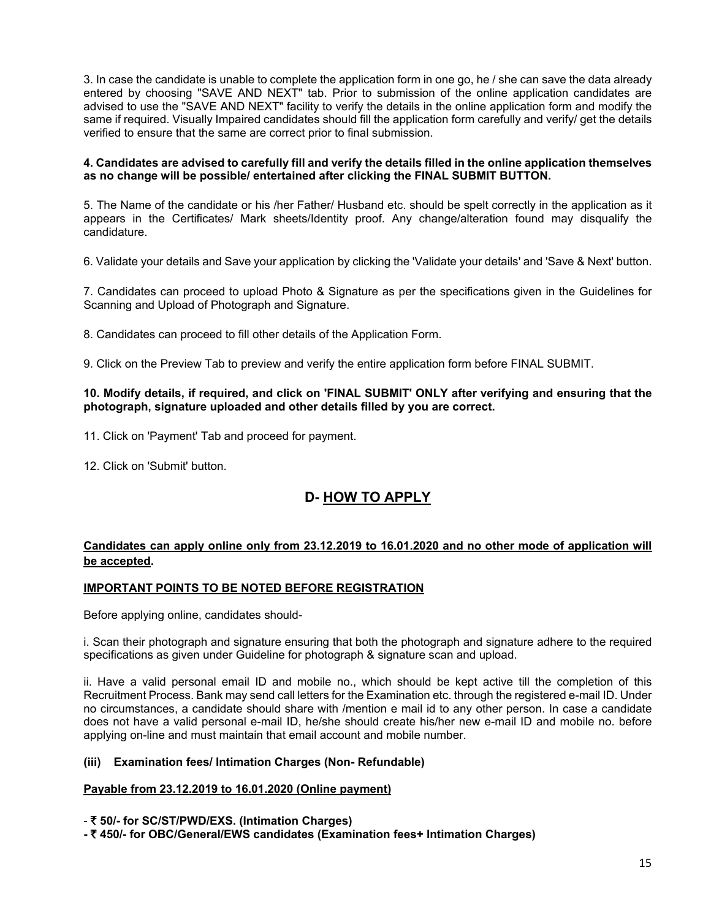3. In case the candidate is unable to complete the application form in one go, he / she can save the data already entered by choosing "SAVE AND NEXT" tab. Prior to submission of the online application candidates are advised to use the "SAVE AND NEXT" facility to verify the details in the online application form and modify the same if required. Visually Impaired candidates should fill the application form carefully and verify/ get the details verified to ensure that the same are correct prior to final submission.

**4. Candidates are advised to carefully fill and verify the details filled in the online application themselves as no change will be possible/ entertained after clicking the FINAL SUBMIT BUTTON.**

5. The Name of the candidate or his /her Father/ Husband etc. should be spelt correctly in the application as it appears in the Certificates/ Mark sheets/Identity proof. Any change/alteration found may disqualify the candidature.

6. Validate your details and Save your application by clicking the 'Validate your details' and 'Save & Next' button.

7. Candidates can proceed to upload Photo & Signature as per the specifications given in the Guidelines for Scanning and Upload of Photograph and Signature.

8. Candidates can proceed to fill other details of the Application Form.

9. Click on the Preview Tab to preview and verify the entire application form before FINAL SUBMIT.

**10. Modify details, if required, and click on 'FINAL SUBMIT' ONLY after verifying and ensuring that the photograph, signature uploaded and other details filled by you are correct.**

11. Click on 'Payment' Tab and proceed for payment.

12. Click on 'Submit' button.

## D- HOW TO APPLY

**Candidates can apply online only from 23.12.2019 to 16.01.2020 and no other mode of application will be accepted.**

**IMPORTANT POINTS TO BE NOTED BEFORE REGISTRATION**

Before applying online, candidates should-

i. Scan their photograph and signature ensuring that both the photograph and signature adhere to the required specifications as given under Guideline for photograph & signature scan and upload.

ii. Have a valid personal email ID and mobile no., which should be kept active till the completion of this Recruitment Process. Bank may send call letters for the Examination etc. through the registered e-mail ID. Under no circumstances, a candidate should share with /mention e mail id to any other person. In case a candidate does not have a valid personal e-mail ID, he/she should create his/her new e-mail ID and mobile no. before applying on-line and must maintain that email account and mobile number.

**(iii) Examination fees/ Intimation Charges (Non- Refundable)**

**Payable from 23.12.2019 to 16.01.2020 (Online payment)**

- **₹ 50/- for SC/ST/PWD/EXS. (Intimation Charges)**
- **₹ 450/- for OBC/General/EWS candidates (Examination fees+ Intimation Charges)**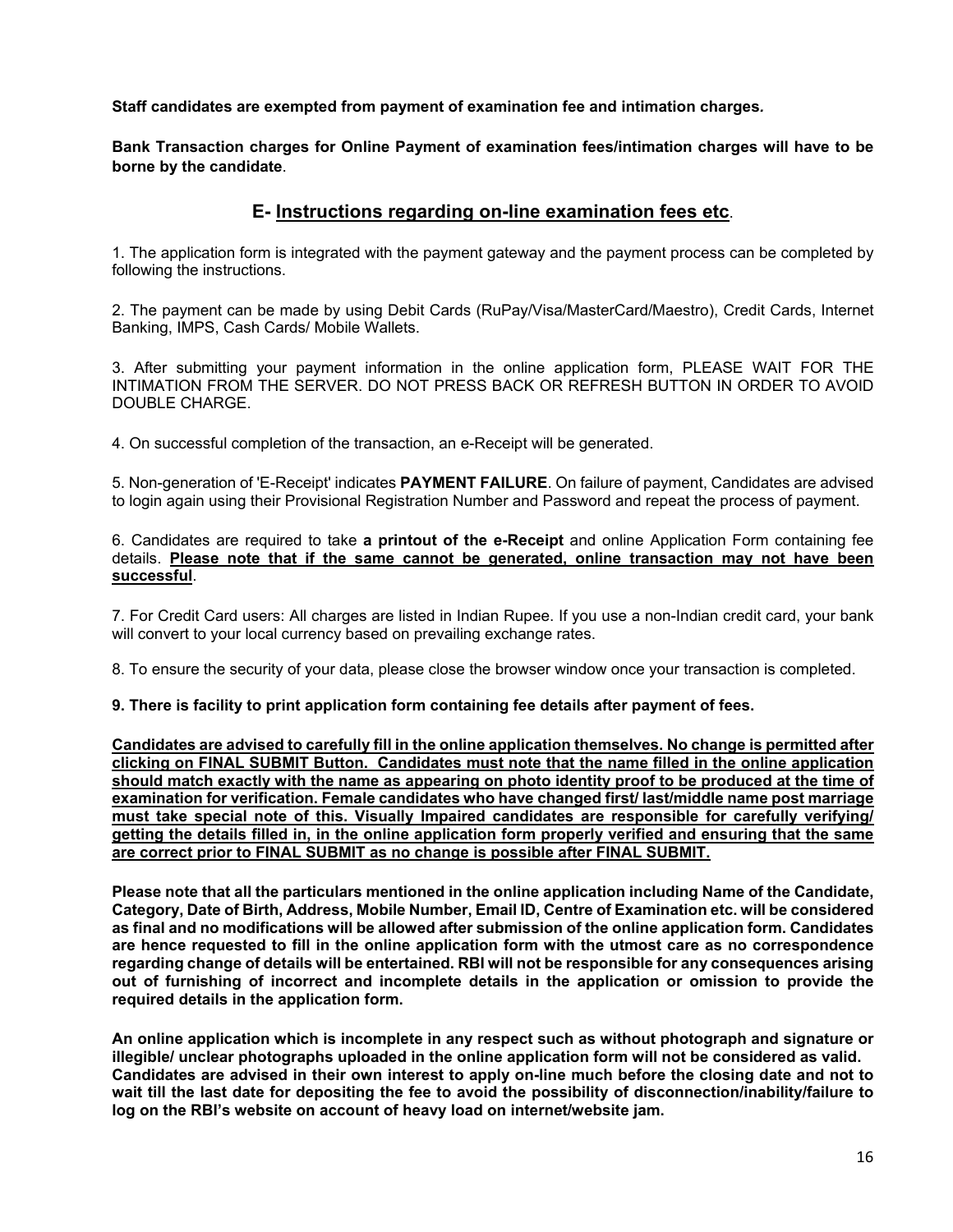**Staff candidates are exempted from payment of examination fee and intimation charges.**

**Bank Transaction charges for Online Payment of examination fees/intimation charges will have to be borne by the candidate**.

## E- Instructions regarding on-line examination fees etc.

1. The application form is integrated with the payment gateway and the payment process can be completed by following the instructions.

2. The payment can be made by using Debit Cards (RuPay/Visa/MasterCard/Maestro), Credit Cards, Internet Banking, IMPS, Cash Cards/ Mobile Wallets.

3. After submitting your payment information in the online application form, PLEASE WAIT FOR THE INTIMATION FROM THE SERVER. DO NOT PRESS BACK OR REFRESH BUTTON IN ORDER TO AVOID DOUBLE CHARGE.

4. On successful completion of the transaction, an e-Receipt will be generated.

5. Non-generation of 'E-Receipt' indicates **PAYMENT FAILURE**. On failure of payment, Candidates are advised to login again using their Provisional Registration Number and Password and repeat the process of payment.

6. Candidates are required to take **a printout of the e-Receipt** and online Application Form containing fee details. **Please note that if the same cannot be generated, online transaction may not have been successful**.

7. For Credit Card users: All charges are listed in Indian Rupee. If you use a non-Indian credit card, your bank will convert to your local currency based on prevailing exchange rates.

8. To ensure the security of your data, please close the browser window once your transaction is completed.

**9. There is facility to print application form containing fee details after payment of fees.**

**Candidates are advised to carefully fill in the online application themselves. No change is permitted after clicking on FINAL SUBMIT Button. Candidates must note that the name filled in the online application should match exactly with the name as appearing on photo identity proof to be produced at the time of examination for verification. Female candidates who have changed first/ last/middle name post marriage must take special note of this. Visually Impaired candidates are responsible for carefully verifying/ getting the details filled in, in the online application form properly verified and ensuring that the same are correct prior to FINAL SUBMIT as no change is possible after FINAL SUBMIT.**

**Please note that all the particulars mentioned in the online application including Name of the Candidate, Category, Date of Birth, Address, Mobile Number, Email ID, Centre of Examination etc. will be considered as final and no modifications will be allowed after submission of the online application form. Candidates are hence requested to fill in the online application form with the utmost care as no correspondence regarding change of details will be entertained. RBI will not be responsible for any consequences arising out of furnishing of incorrect and incomplete details in the application or omission to provide the required details in the application form.**

**An online application which is incomplete in any respect such as without photograph and signature or illegible/ unclear photographs uploaded in the online application form will not be considered as valid. Candidates are advised in their own interest to apply on-line much before the closing date and not to wait till the last date for depositing the fee to avoid the possibility of disconnection/inability/failure to log on the RBI's website on account of heavy load on internet/website jam.**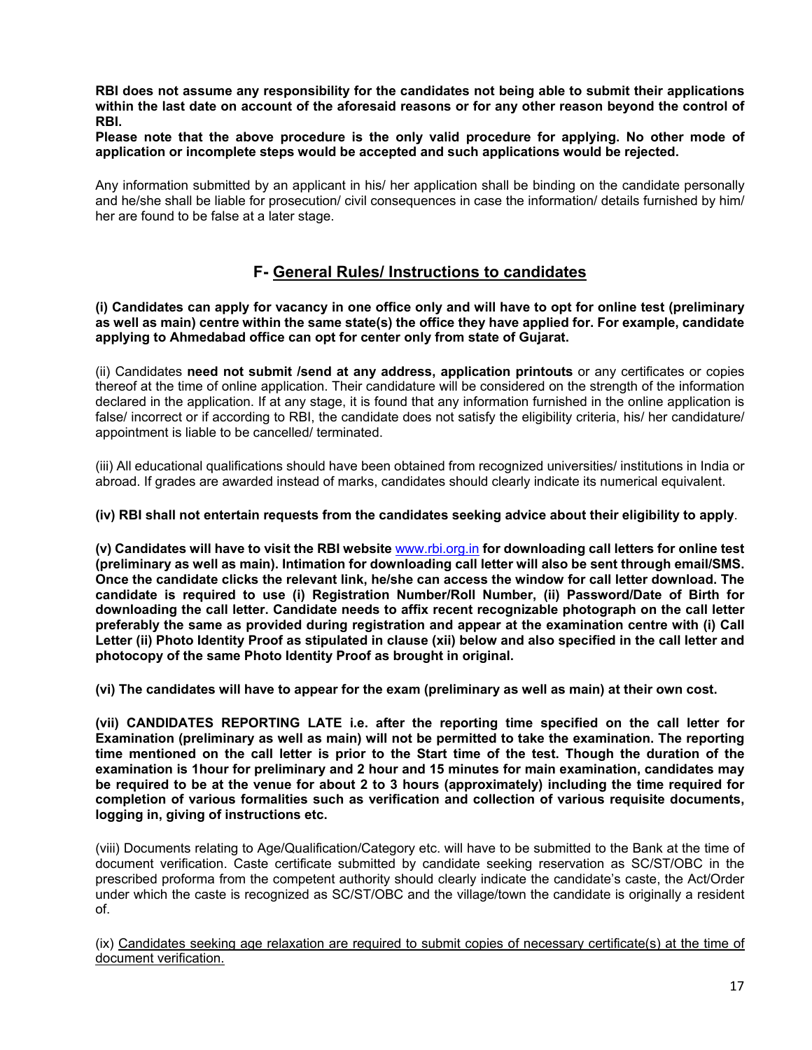**RBI does not assume any responsibility for the candidates not being able to submit their applications within the last date on account of the aforesaid reasons or for any other reason beyond the control of RBI.**

**Please note that the above procedure is the only valid procedure for applying. No other mode of application or incomplete steps would be accepted and such applications would be rejected.**

Any information submitted by an applicant in his/ her application shall be binding on the candidate personally and he/she shall be liable for prosecution/ civil consequences in case the information/ details furnished by him/ her are found to be false at a later stage.

## F- General Rules/ Instructions to candidates

**(i) Candidates can apply for vacancy in one office only and will have to opt for online test (preliminary as well as main) centre within the same state(s) the office they have applied for. For example, candidate applying to Ahmedabad office can opt for center only from state of Gujarat.**

(ii) Candidates **need not submit /send at any address, application printouts** or any certificates or copies thereof at the time of online application. Their candidature will be considered on the strength of the information declared in the application. If at any stage, it is found that any information furnished in the online application is false/ incorrect or if according to RBI, the candidate does not satisfy the eligibility criteria, his/ her candidature/ appointment is liable to be cancelled/ terminated.

(iii) All educational qualifications should have been obtained from recognized universities/ institutions in India or abroad. If grades are awarded instead of marks, candidates should clearly indicate its numerical equivalent.

**(iv) RBI shall not entertain requests from the candidates seeking advice about their eligibility to apply**.

**(v) Candidates will have to visit the RBI website** www.rbi.org.in **for downloading call letters for online test (preliminary as well as main). Intimation for downloading call letter will also be sent through email/SMS. Once the candidate clicks the relevant link, he/she can access the window for call letter download. The candidate is required to use (i) Registration Number/Roll Number, (ii) Password/Date of Birth for downloading the call letter. Candidate needs to affix recent recognizable photograph on the call letter preferably the same as provided during registration and appear at the examination centre with (i) Call Letter (ii) Photo Identity Proof as stipulated in clause (xii) below and also specified in the call letter and photocopy of the same Photo Identity Proof as brought in original.**

**(vi) The candidates will have to appear for the exam (preliminary as well as main) at their own cost.**

**(vii) CANDIDATES REPORTING LATE i.e. after the reporting time specified on the call letter for Examination (preliminary as well as main) will not be permitted to take the examination. The reporting time mentioned on the call letter is prior to the Start time of the test. Though the duration of the examination is 1hour for preliminary and 2 hour and 15 minutes for main examination, candidates may be required to be at the venue for about 2 to 3 hours (approximately) including the time required for completion of various formalities such as verification and collection of various requisite documents, logging in, giving of instructions etc.**

(viii) Documents relating to Age/Qualification/Category etc. will have to be submitted to the Bank at the time of document verification. Caste certificate submitted by candidate seeking reservation as SC/ST/OBC in the prescribed proforma from the competent authority should clearly indicate the candidate's caste, the Act/Order under which the caste is recognized as SC/ST/OBC and the village/town the candidate is originally a resident of.

(ix) Candidates seeking age relaxation are required to submit copies of necessary certificate(s) at the time of document verification.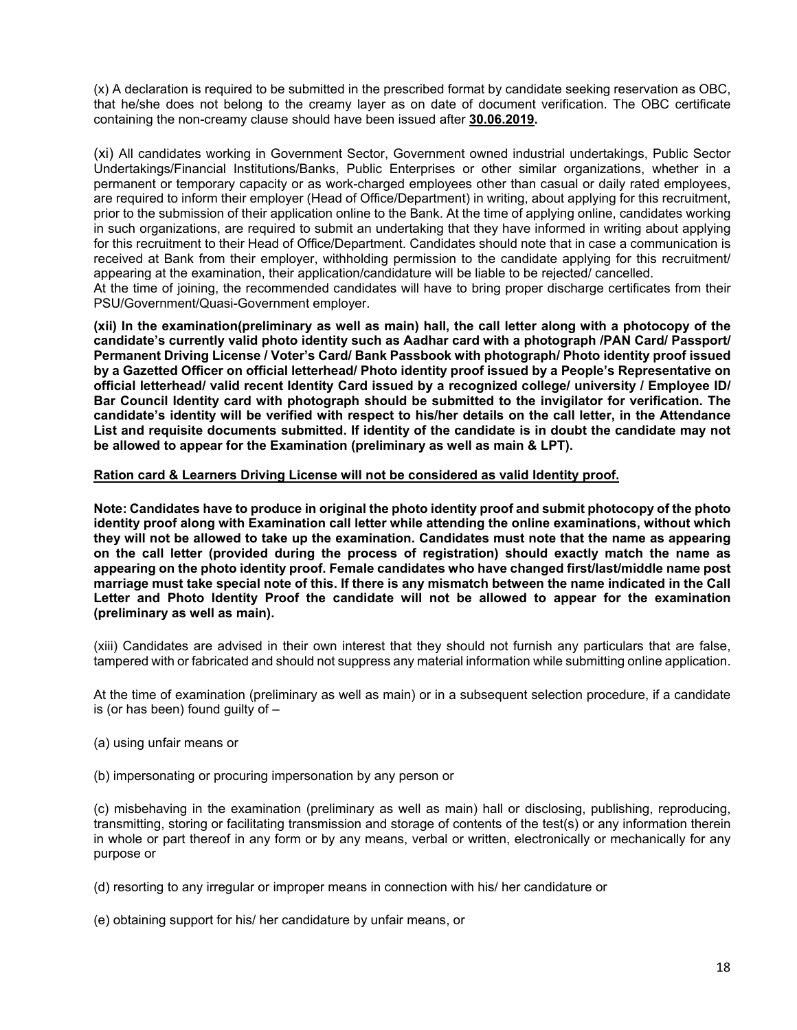(x) A declaration is required to be submitted in the prescribed format by candidate seeking reservation as OBC, that he/she does not belong to the creamy layer as on date of document verification. The OBC certificate containing the non-creamy clause should have been issued after **30.06.2019.**

(xi) All candidates working in Government Sector, Government owned industrial undertakings, Public Sector Undertakings/Financial Institutions/Banks, Public Enterprises or other similar organizations, whether in a permanent or temporary capacity or as work-charged employees other than casual or daily rated employees, are required to inform their employer (Head of Office/Department) in writing, about applying for this recruitment, prior to the submission of their application online to the Bank. At the time of applying online, candidates working in such organizations, are required to submit an undertaking that they have informed in writing about applying for this recruitment to their Head of Office/Department. Candidates should note that in case a communication is received at Bank from their employer, withholding permission to the candidate applying for this recruitment/ appearing at the examination, their application/candidature will be liable to be rejected/ cancelled.
At the time of joining, the recommended candidates will have to bring proper discharge certificates from their PSU/Government/Quasi-Government employer.

**(xii) In the examination(preliminary as well as main) hall, the call letter along with a photocopy of the candidate's currently valid photo identity such as Aadhar card with a photograph /PAN Card/ Passport/ Permanent Driving License / Voter's Card/ Bank Passbook with photograph/ Photo identity proof issued by a Gazetted Officer on official letterhead/ Photo identity proof issued by a People's Representative on official letterhead/ valid recent Identity Card issued by a recognized college/ university / Employee ID/ Bar Council Identity card with photograph should be submitted to the invigilator for verification. The candidate's identity will be verified with respect to his/her details on the call letter, in the Attendance List and requisite documents submitted. If identity of the candidate is in doubt the candidate may not be allowed to appear for the Examination (preliminary as well as main & LPT).**

**Ration card & Learners Driving License will not be considered as valid Identity proof.**

**Note: Candidates have to produce in original the photo identity proof and submit photocopy of the photo identity proof along with Examination call letter while attending the online examinations, without which they will not be allowed to take up the examination. Candidates must note that the name as appearing on the call letter (provided during the process of registration) should exactly match the name as appearing on the photo identity proof. Female candidates who have changed first/last/middle name post marriage must take special note of this. If there is any mismatch between the name indicated in the Call Letter and Photo Identity Proof the candidate will not be allowed to appear for the examination (preliminary as well as main).**

(xiii) Candidates are advised in their own interest that they should not furnish any particulars that are false, tampered with or fabricated and should not suppress any material information while submitting online application.

At the time of examination (preliminary as well as main) or in a subsequent selection procedure, if a candidate is (or has been) found guilty of –

(a) using unfair means or

(b) impersonating or procuring impersonation by any person or

(c) misbehaving in the examination (preliminary as well as main) hall or disclosing, publishing, reproducing, transmitting, storing or facilitating transmission and storage of contents of the test(s) or any information therein in whole or part thereof in any form or by any means, verbal or written, electronically or mechanically for any purpose or

(d) resorting to any irregular or improper means in connection with his/ her candidature or

(e) obtaining support for his/ her candidature by unfair means, or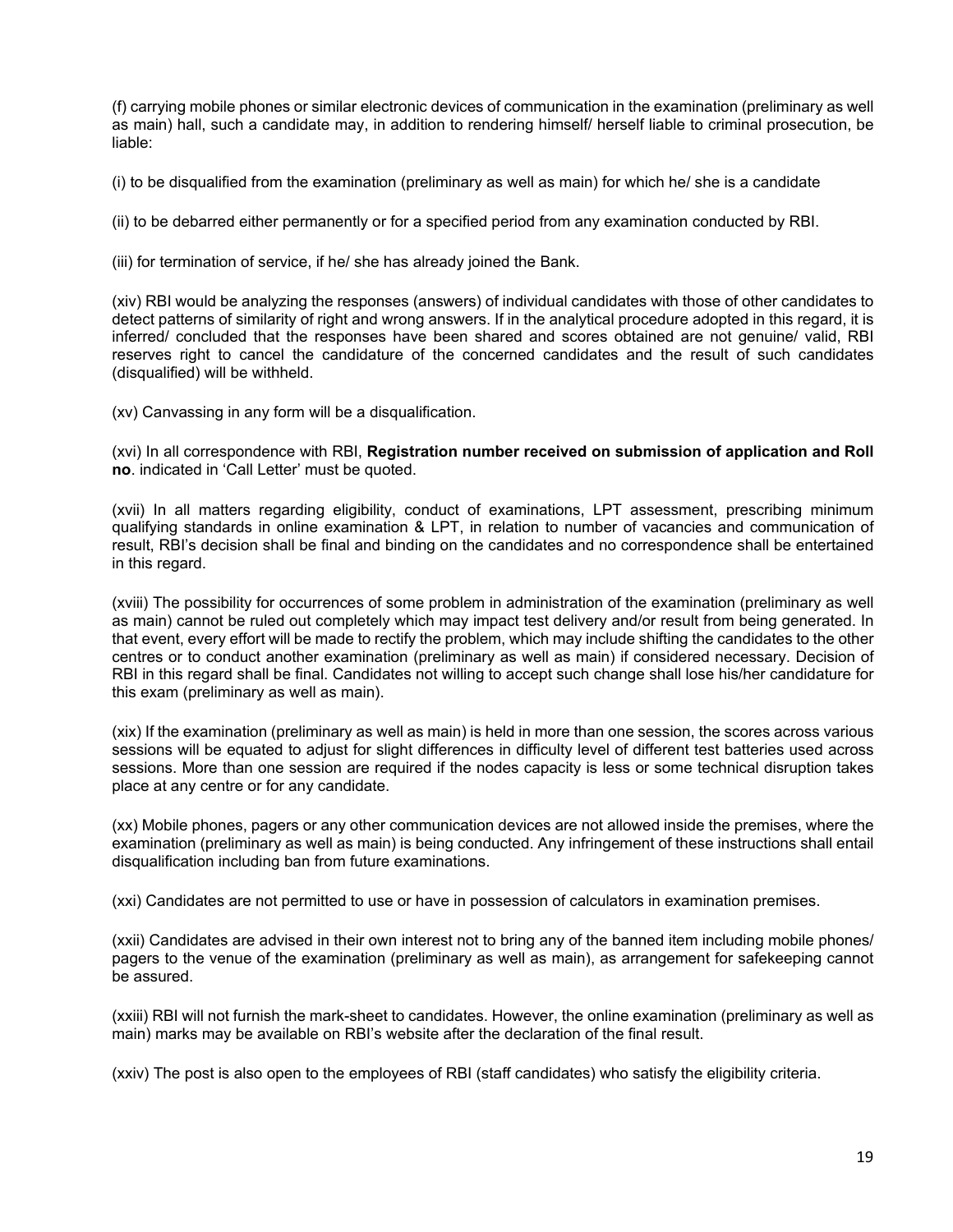(f) carrying mobile phones or similar electronic devices of communication in the examination (preliminary as well as main) hall, such a candidate may, in addition to rendering himself/ herself liable to criminal prosecution, be liable:

(i) to be disqualified from the examination (preliminary as well as main) for which he/ she is a candidate

(ii) to be debarred either permanently or for a specified period from any examination conducted by RBI.

(iii) for termination of service, if he/ she has already joined the Bank.

(xiv) RBI would be analyzing the responses (answers) of individual candidates with those of other candidates to detect patterns of similarity of right and wrong answers. If in the analytical procedure adopted in this regard, it is inferred/ concluded that the responses have been shared and scores obtained are not genuine/ valid, RBI reserves right to cancel the candidature of the concerned candidates and the result of such candidates (disqualified) will be withheld.

(xv) Canvassing in any form will be a disqualification.

(xvi) In all correspondence with RBI, **Registration number received on submission of application and Roll no**. indicated in 'Call Letter' must be quoted.

(xvii) In all matters regarding eligibility, conduct of examinations, LPT assessment, prescribing minimum qualifying standards in online examination & LPT, in relation to number of vacancies and communication of result, RBI's decision shall be final and binding on the candidates and no correspondence shall be entertained in this regard.

(xviii) The possibility for occurrences of some problem in administration of the examination (preliminary as well as main) cannot be ruled out completely which may impact test delivery and/or result from being generated. In that event, every effort will be made to rectify the problem, which may include shifting the candidates to the other centres or to conduct another examination (preliminary as well as main) if considered necessary. Decision of RBI in this regard shall be final. Candidates not willing to accept such change shall lose his/her candidature for this exam (preliminary as well as main).

(xix) If the examination (preliminary as well as main) is held in more than one session, the scores across various sessions will be equated to adjust for slight differences in difficulty level of different test batteries used across sessions. More than one session are required if the nodes capacity is less or some technical disruption takes place at any centre or for any candidate.

(xx) Mobile phones, pagers or any other communication devices are not allowed inside the premises, where the examination (preliminary as well as main) is being conducted. Any infringement of these instructions shall entail disqualification including ban from future examinations.

(xxi) Candidates are not permitted to use or have in possession of calculators in examination premises.

(xxii) Candidates are advised in their own interest not to bring any of the banned item including mobile phones/ pagers to the venue of the examination (preliminary as well as main), as arrangement for safekeeping cannot be assured.

(xxiii) RBI will not furnish the mark-sheet to candidates. However, the online examination (preliminary as well as main) marks may be available on RBI's website after the declaration of the final result.

(xxiv) The post is also open to the employees of RBI (staff candidates) who satisfy the eligibility criteria.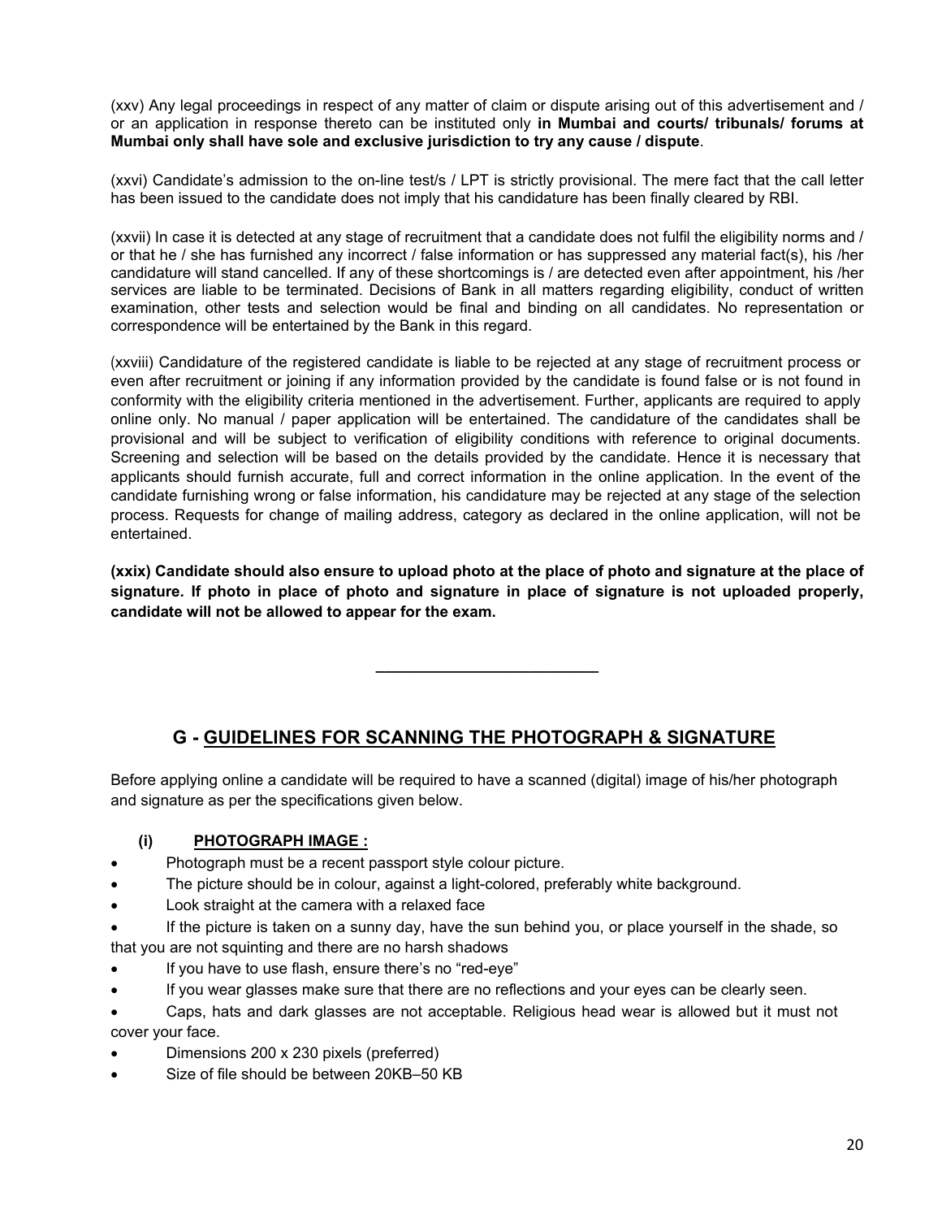(xxv) Any legal proceedings in respect of any matter of claim or dispute arising out of this advertisement and / or an application in response thereto can be instituted only **in Mumbai and courts/ tribunals/ forums at Mumbai only shall have sole and exclusive jurisdiction to try any cause / dispute**.

(xxvi) Candidate's admission to the on-line test/s / LPT is strictly provisional. The mere fact that the call letter has been issued to the candidate does not imply that his candidature has been finally cleared by RBI.

(xxvii) In case it is detected at any stage of recruitment that a candidate does not fulfil the eligibility norms and / or that he / she has furnished any incorrect / false information or has suppressed any material fact(s), his /her candidature will stand cancelled. If any of these shortcomings is / are detected even after appointment, his /her services are liable to be terminated. Decisions of Bank in all matters regarding eligibility, conduct of written examination, other tests and selection would be final and binding on all candidates. No representation or correspondence will be entertained by the Bank in this regard.

(xxviii) Candidature of the registered candidate is liable to be rejected at any stage of recruitment process or even after recruitment or joining if any information provided by the candidate is found false or is not found in conformity with the eligibility criteria mentioned in the advertisement. Further, applicants are required to apply online only. No manual / paper application will be entertained. The candidature of the candidates shall be provisional and will be subject to verification of eligibility conditions with reference to original documents. Screening and selection will be based on the details provided by the candidate. Hence it is necessary that applicants should furnish accurate, full and correct information in the online application. In the event of the candidate furnishing wrong or false information, his candidature may be rejected at any stage of the selection process. Requests for change of mailing address, category as declared in the online application, will not be entertained.

**(xxix) Candidate should also ensure to upload photo at the place of photo and signature at the place of signature. If photo in place of photo and signature in place of signature is not uploaded properly, candidate will not be allowed to appear for the exam.**

---

## G - GUIDELINES FOR SCANNING THE PHOTOGRAPH & SIGNATURE

Before applying online a candidate will be required to have a scanned (digital) image of his/her photograph and signature as per the specifications given below.

**(i) PHOTOGRAPH IMAGE :**

- Photograph must be a recent passport style colour picture.
- The picture should be in colour, against a light-colored, preferably white background.
- Look straight at the camera with a relaxed face
- If the picture is taken on a sunny day, have the sun behind you, or place yourself in the shade, so that you are not squinting and there are no harsh shadows
- If you have to use flash, ensure there's no "red-eye"
- If you wear glasses make sure that there are no reflections and your eyes can be clearly seen.
- Caps, hats and dark glasses are not acceptable. Religious head wear is allowed but it must not cover your face.
- Dimensions 200 x 230 pixels (preferred)
- Size of file should be between 20KB–50 KB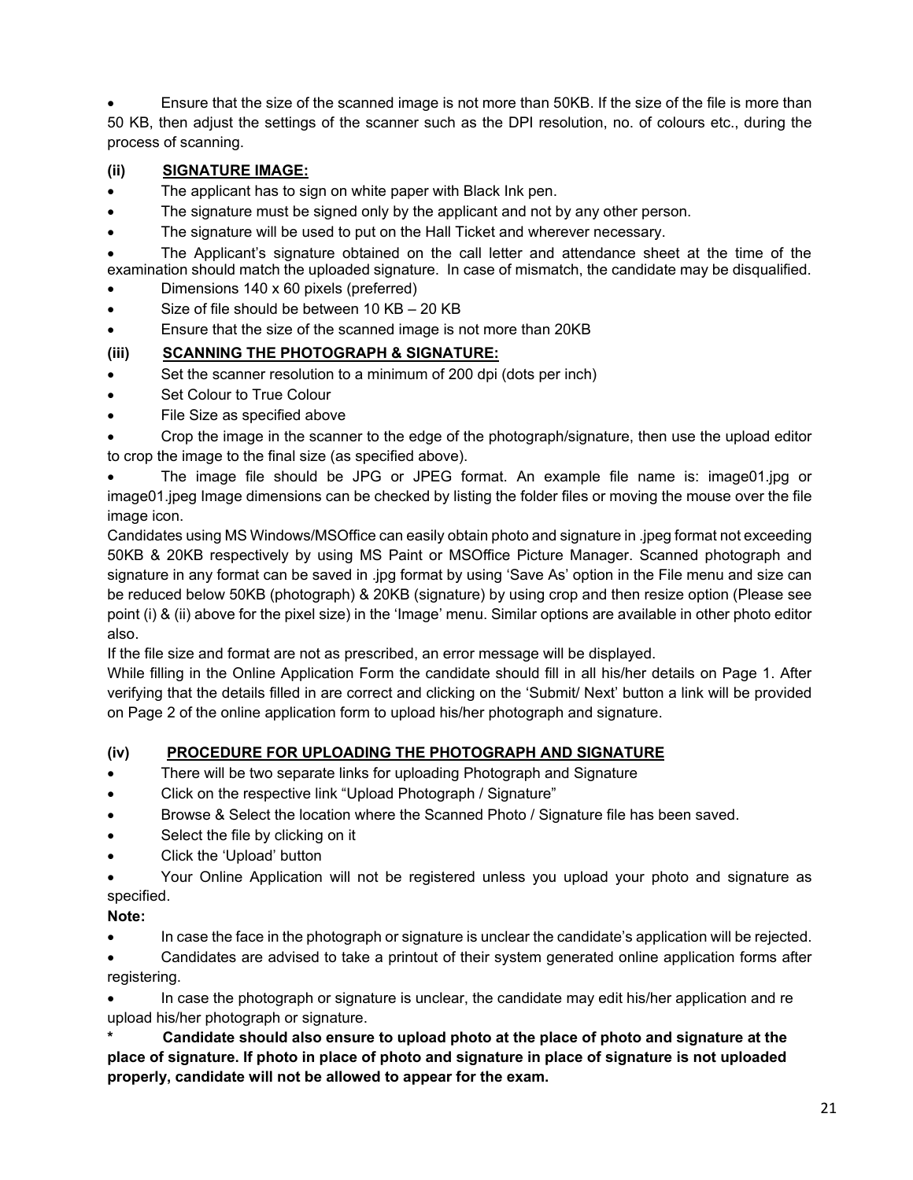- Ensure that the size of the scanned image is not more than 50KB. If the size of the file is more than 50 KB, then adjust the settings of the scanner such as the DPI resolution, no. of colours etc., during the process of scanning.

**(ii) SIGNATURE IMAGE:**

- The applicant has to sign on white paper with Black Ink pen.
- The signature must be signed only by the applicant and not by any other person.
- The signature will be used to put on the Hall Ticket and wherever necessary.
- The Applicant's signature obtained on the call letter and attendance sheet at the time of the examination should match the uploaded signature. In case of mismatch, the candidate may be disqualified.
- Dimensions 140 x 60 pixels (preferred)
- Size of file should be between 10 KB – 20 KB
- Ensure that the size of the scanned image is not more than 20KB

**(iii) SCANNING THE PHOTOGRAPH & SIGNATURE:**

- Set the scanner resolution to a minimum of 200 dpi (dots per inch)
- Set Colour to True Colour
- File Size as specified above
- Crop the image in the scanner to the edge of the photograph/signature, then use the upload editor to crop the image to the final size (as specified above).
- The image file should be JPG or JPEG format. An example file name is: image01.jpg or image01.jpeg Image dimensions can be checked by listing the folder files or moving the mouse over the file image icon.

Candidates using MS Windows/MSOffice can easily obtain photo and signature in .jpeg format not exceeding 50KB & 20KB respectively by using MS Paint or MSOffice Picture Manager. Scanned photograph and signature in any format can be saved in .jpg format by using 'Save As' option in the File menu and size can be reduced below 50KB (photograph) & 20KB (signature) by using crop and then resize option (Please see point (i) & (ii) above for the pixel size) in the 'Image' menu. Similar options are available in other photo editor also.

If the file size and format are not as prescribed, an error message will be displayed.

While filling in the Online Application Form the candidate should fill in all his/her details on Page 1. After verifying that the details filled in are correct and clicking on the 'Submit/ Next' button a link will be provided on Page 2 of the online application form to upload his/her photograph and signature.

**(iv) PROCEDURE FOR UPLOADING THE PHOTOGRAPH AND SIGNATURE**

- There will be two separate links for uploading Photograph and Signature
- Click on the respective link "Upload Photograph / Signature"
- Browse & Select the location where the Scanned Photo / Signature file has been saved.
- Select the file by clicking on it
- Click the 'Upload' button
- Your Online Application will not be registered unless you upload your photo and signature as specified.

**Note:**

- In case the face in the photograph or signature is unclear the candidate's application will be rejected.
- Candidates are advised to take a printout of their system generated online application forms after registering.
- In case the photograph or signature is unclear, the candidate may edit his/her application and re upload his/her photograph or signature.

**\* Candidate should also ensure to upload photo at the place of photo and signature at the place of signature. If photo in place of photo and signature in place of signature is not uploaded properly, candidate will not be allowed to appear for the exam.**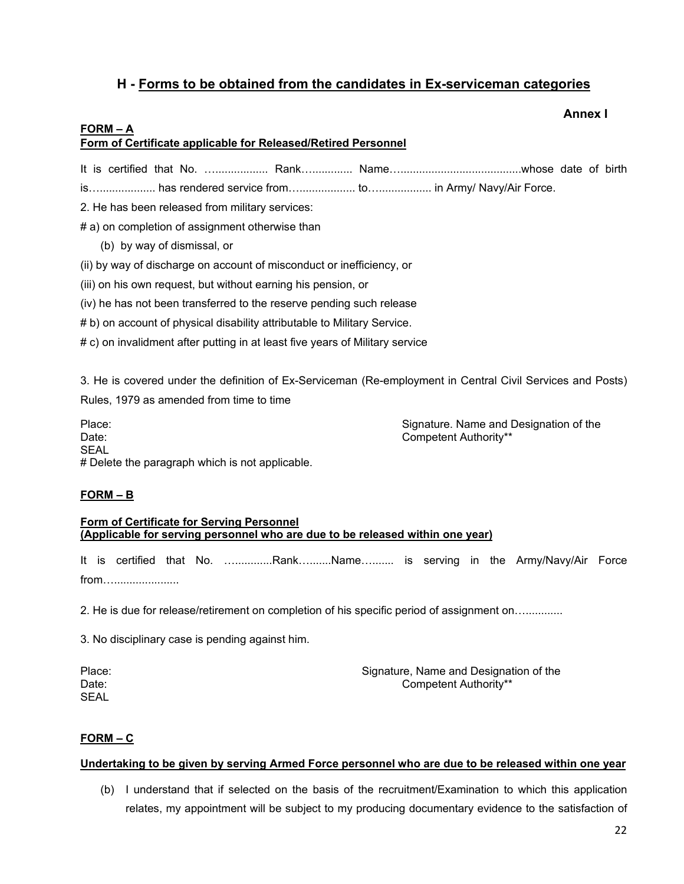## H - Forms to be obtained from the candidates in Ex-serviceman categories

**Annex I**

**FORM – A**

**Form of Certificate applicable for Released/Retired Personnel**

It is certified that No. …................ Rank…............ Name…......................................whose date of birth is….................. has rendered service from…................. to…................ in Army/ Navy/Air Force.

2. He has been released from military services:

# a) on completion of assignment otherwise than

(b) by way of dismissal, or

(ii) by way of discharge on account of misconduct or inefficiency, or

(iii) on his own request, but without earning his pension, or

(iv) he has not been transferred to the reserve pending such release

# b) on account of physical disability attributable to Military Service.

# c) on invalidment after putting in at least five years of Military service

3. He is covered under the definition of Ex-Serviceman (Re-employment in Central Civil Services and Posts) Rules, 1979 as amended from time to time

Place:
Date:
SEAL

Signature. Name and Designation of the Competent Authority**

# Delete the paragraph which is not applicable.

**FORM – B**

**Form of Certificate for Serving Personnel**
**(Applicable for serving personnel who are due to be released within one year)**

It is certified that No. …...........Rank….......Name…...... is serving in the Army/Navy/Air Force from…....................

2. He is due for release/retirement on completion of his specific period of assignment on…...........

3. No disciplinary case is pending against him.

Place:
Date:
SEAL

Signature, Name and Designation of the Competent Authority**

**FORM – C**

**Undertaking to be given by serving Armed Force personnel who are due to be released within one year**

(b) I understand that if selected on the basis of the recruitment/Examination to which this application relates, my appointment will be subject to my producing documentary evidence to the satisfaction of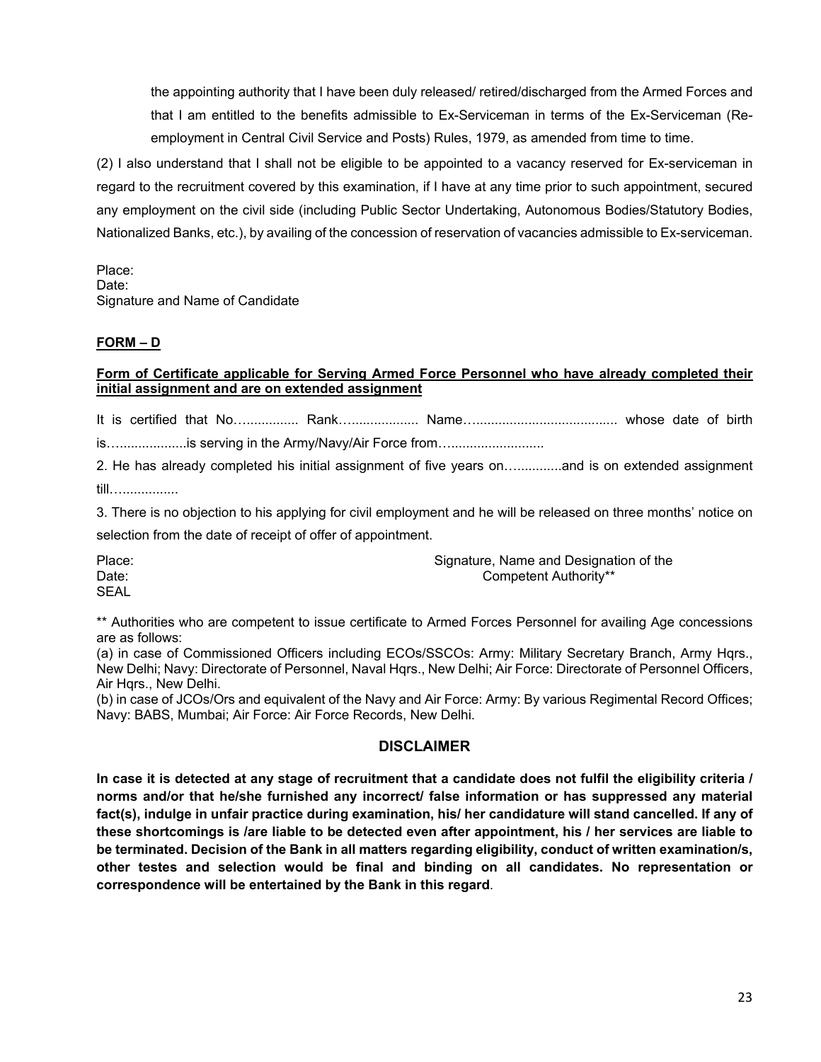the appointing authority that I have been duly released/ retired/discharged from the Armed Forces and that I am entitled to the benefits admissible to Ex-Serviceman in terms of the Ex-Serviceman (Re-employment in Central Civil Service and Posts) Rules, 1979, as amended from time to time.

(2) I also understand that I shall not be eligible to be appointed to a vacancy reserved for Ex-serviceman in regard to the recruitment covered by this examination, if I have at any time prior to such appointment, secured any employment on the civil side (including Public Sector Undertaking, Autonomous Bodies/Statutory Bodies, Nationalized Banks, etc.), by availing of the concession of reservation of vacancies admissible to Ex-serviceman.

Place:
Date:
Signature and Name of Candidate

## **FORM – D**

**Form of Certificate applicable for Serving Armed Force Personnel who have already completed their initial assignment and are on extended assignment**

It is certified that No…............. Rank….................. Name…..................................... whose date of birth is…..................is serving in the Army/Navy/Air Force from….........................

2. He has already completed his initial assignment of five years on…...........and is on extended assignment till…..............

3. There is no objection to his applying for civil employment and he will be released on three months' notice on selection from the date of receipt of offer of appointment.

Place:
Date:
SEAL

Signature, Name and Designation of the Competent Authority**

** Authorities who are competent to issue certificate to Armed Forces Personnel for availing Age concessions are as follows:

(a) in case of Commissioned Officers including ECOs/SSCOs: Army: Military Secretary Branch, Army Hqrs., New Delhi; Navy: Directorate of Personnel, Naval Hqrs., New Delhi; Air Force: Directorate of Personnel Officers, Air Hqrs., New Delhi.

(b) in case of JCOs/Ors and equivalent of the Navy and Air Force: Army: By various Regimental Record Offices; Navy: BABS, Mumbai; Air Force: Air Force Records, New Delhi.

## **DISCLAIMER**

**In case it is detected at any stage of recruitment that a candidate does not fulfil the eligibility criteria / norms and/or that he/she furnished any incorrect/ false information or has suppressed any material fact(s), indulge in unfair practice during examination, his/ her candidature will stand cancelled. If any of these shortcomings is /are liable to be detected even after appointment, his / her services are liable to be terminated. Decision of the Bank in all matters regarding eligibility, conduct of written examination/s, other testes and selection would be final and binding on all candidates. No representation or correspondence will be entertained by the Bank in this regard**.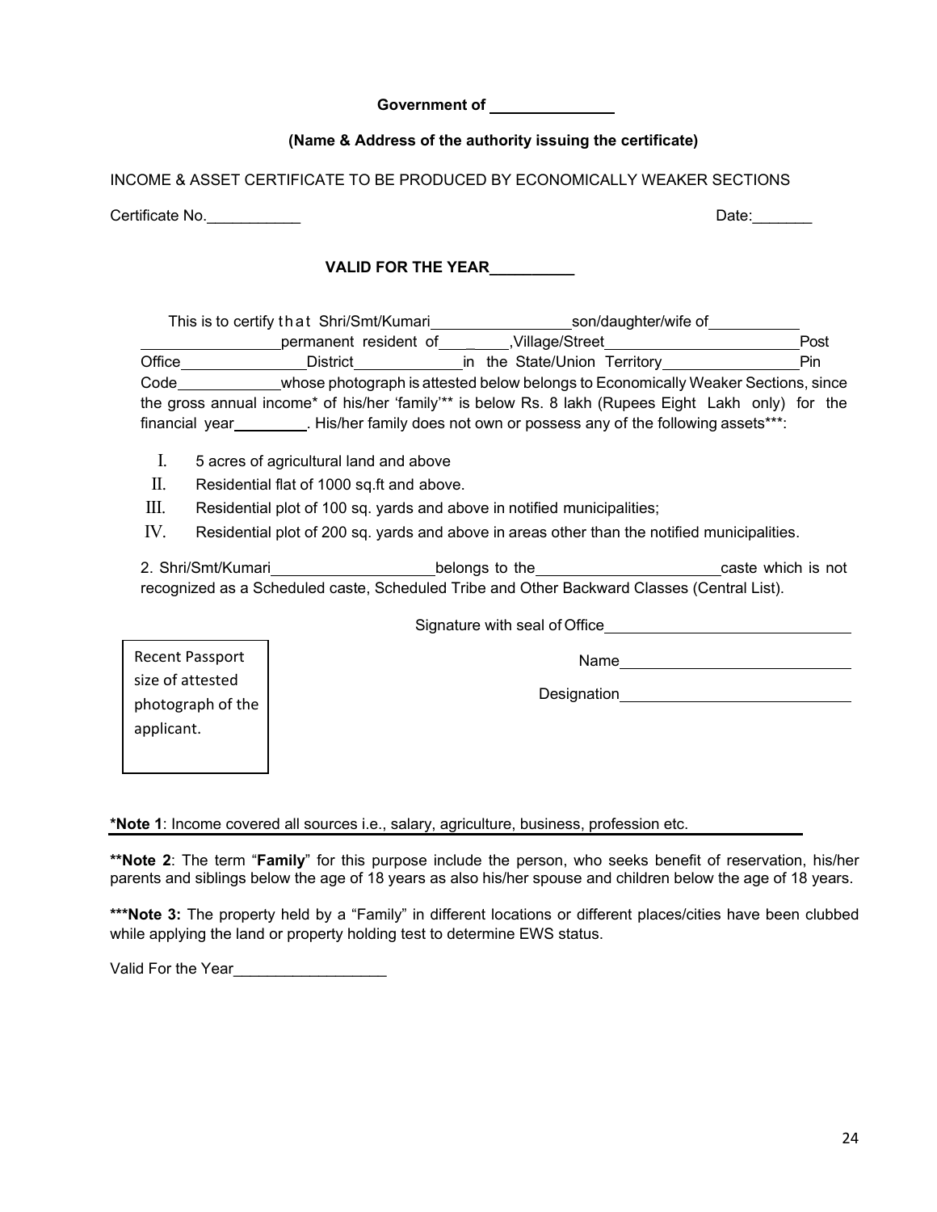**Government of \_\_\_\_\_\_\_\_\_\_\_\_\_\_**

**(Name & Address of the authority issuing the certificate)**

INCOME & ASSET CERTIFICATE TO BE PRODUCED BY ECONOMICALLY WEAKER SECTIONS

Certificate No.\_\_\_\_\_\_\_\_\_\_\_ Date:\_\_\_\_\_\_\_

**VALID FOR THE YEAR\_\_\_\_\_\_\_\_\_\_**

This is to certify that Shri/Smt/Kumari\_\_\_\_\_\_\_\_\_\_\_\_\_\_\_\_\_son/daughter/wife of\_\_\_\_\_\_\_\_\_\_\_ \_\_\_\_\_\_\_\_\_\_\_\_\_\_\_\_permanent resident of\_\_\_\_\_\_\_\_,Village/Street\_\_\_\_\_\_\_\_\_\_\_\_\_\_\_\_\_\_\_\_\_\_\_Post Office\_\_\_\_\_\_\_\_\_\_\_\_\_\_\_District\_\_\_\_\_\_\_\_\_\_\_\_\_in the State/Union Territory\_\_\_\_\_\_\_\_\_\_\_\_\_\_\_\_Pin Code\_\_\_\_\_\_\_\_\_\_\_\_whose photograph is attested below belongs to Economically Weaker Sections, since the gross annual income* of his/her 'family'** is below Rs. 8 lakh (Rupees Eight Lakh only) for the financial year\_\_\_\_\_\_\_\_\_. His/her family does not own or possess any of the following assets***:

I. 5 acres of agricultural land and above
II. Residential flat of 1000 sq.ft and above.
III. Residential plot of 100 sq. yards and above in notified municipalities;
IV. Residential plot of 200 sq. yards and above in areas other than the notified municipalities.

2. Shri/Smt/Kumari\_\_\_\_\_\_\_\_\_\_\_\_\_\_\_\_\_\_\_belongs to the\_\_\_\_\_\_\_\_\_\_\_\_\_\_\_\_\_\_\_\_\_\_caste which is not recognized as a Scheduled caste, Scheduled Tribe and Other Backward Classes (Central List).

Signature with seal of Office\_\_\_\_\_\_\_\_\_\_\_\_\_\_\_\_\_\_\_\_\_\_\_\_\_\_\_\_\_

Name\_\_\_\_\_\_\_\_\_\_\_\_\_\_\_\_\_\_\_\_\_\_\_\_\_\_\_\_

Designation\_\_\_\_\_\_\_\_\_\_\_\_\_\_\_\_\_\_\_\_\_\_\_\_\_\_\_\_

Recent Passport size of attested photograph of the applicant.

***Note 1**: Income covered all sources i.e., salary, agriculture, business, profession etc.

****Note 2**: The term "**Family**" for this purpose include the person, who seeks benefit of reservation, his/her parents and siblings below the age of 18 years as also his/her spouse and children below the age of 18 years.

*****Note 3:** The property held by a "Family" in different locations or different places/cities have been clubbed while applying the land or property holding test to determine EWS status.

Valid For the Year\_\_\_\_\_\_\_\_\_\_\_\_\_\_\_\_\_\_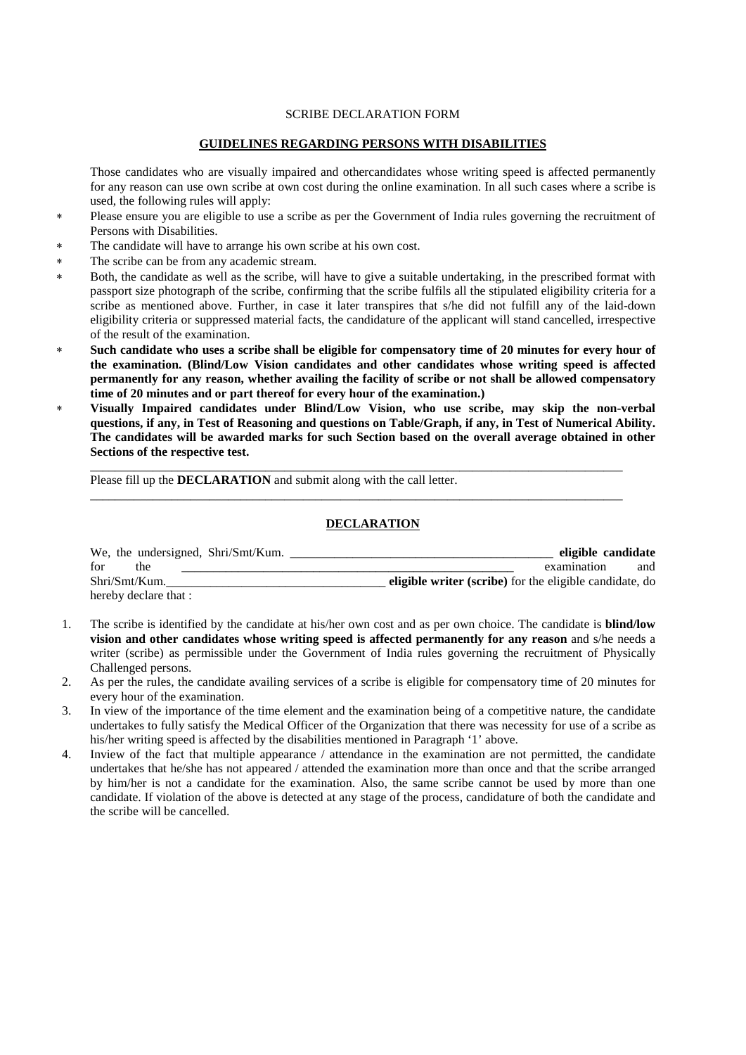SCRIBE DECLARATION FORM

**GUIDELINES REGARDING PERSONS WITH DISABILITIES**

Those candidates who are visually impaired and othercandidates whose writing speed is affected permanently for any reason can use own scribe at own cost during the online examination. In all such cases where a scribe is used, the following rules will apply:

* Please ensure you are eligible to use a scribe as per the Government of India rules governing the recruitment of Persons with Disabilities.
* The candidate will have to arrange his own scribe at his own cost.
* The scribe can be from any academic stream.
* Both, the candidate as well as the scribe, will have to give a suitable undertaking, in the prescribed format with passport size photograph of the scribe, confirming that the scribe fulfils all the stipulated eligibility criteria for a scribe as mentioned above. Further, in case it later transpires that s/he did not fulfill any of the laid-down eligibility criteria or suppressed material facts, the candidature of the applicant will stand cancelled, irrespective of the result of the examination.
* **Such candidate who uses a scribe shall be eligible for compensatory time of 20 minutes for every hour of the examination. (Blind/Low Vision candidates and other candidates whose writing speed is affected permanently for any reason, whether availing the facility of scribe or not shall be allowed compensatory time of 20 minutes and or part thereof for every hour of the examination.)**
* **Visually Impaired candidates under Blind/Low Vision, who use scribe, may skip the non-verbal questions, if any, in Test of Reasoning and questions on Table/Graph, if any, in Test of Numerical Ability. The candidates will be awarded marks for such Section based on the overall average obtained in other Sections of the respective test.**

---

Please fill up the **DECLARATION** and submit along with the call letter.

---

**DECLARATION**

We, the undersigned, Shri/Smt/Kum. ____________________________________________ **eligible candidate** for the ________________________________________________________ examination and Shri/Smt/Kum.____________________________________ **eligible writer (scribe)** for the eligible candidate, do hereby declare that :

1. The scribe is identified by the candidate at his/her own cost and as per own choice. The candidate is **blind/low vision and other candidates whose writing speed is affected permanently for any reason** and s/he needs a writer (scribe) as permissible under the Government of India rules governing the recruitment of Physically Challenged persons.
2. As per the rules, the candidate availing services of a scribe is eligible for compensatory time of 20 minutes for every hour of the examination.
3. In view of the importance of the time element and the examination being of a competitive nature, the candidate undertakes to fully satisfy the Medical Officer of the Organization that there was necessity for use of a scribe as his/her writing speed is affected by the disabilities mentioned in Paragraph '1' above.
4. Inview of the fact that multiple appearance / attendance in the examination are not permitted, the candidate undertakes that he/she has not appeared / attended the examination more than once and that the scribe arranged by him/her is not a candidate for the examination. Also, the same scribe cannot be used by more than one candidate. If violation of the above is detected at any stage of the process, candidature of both the candidate and the scribe will be cancelled.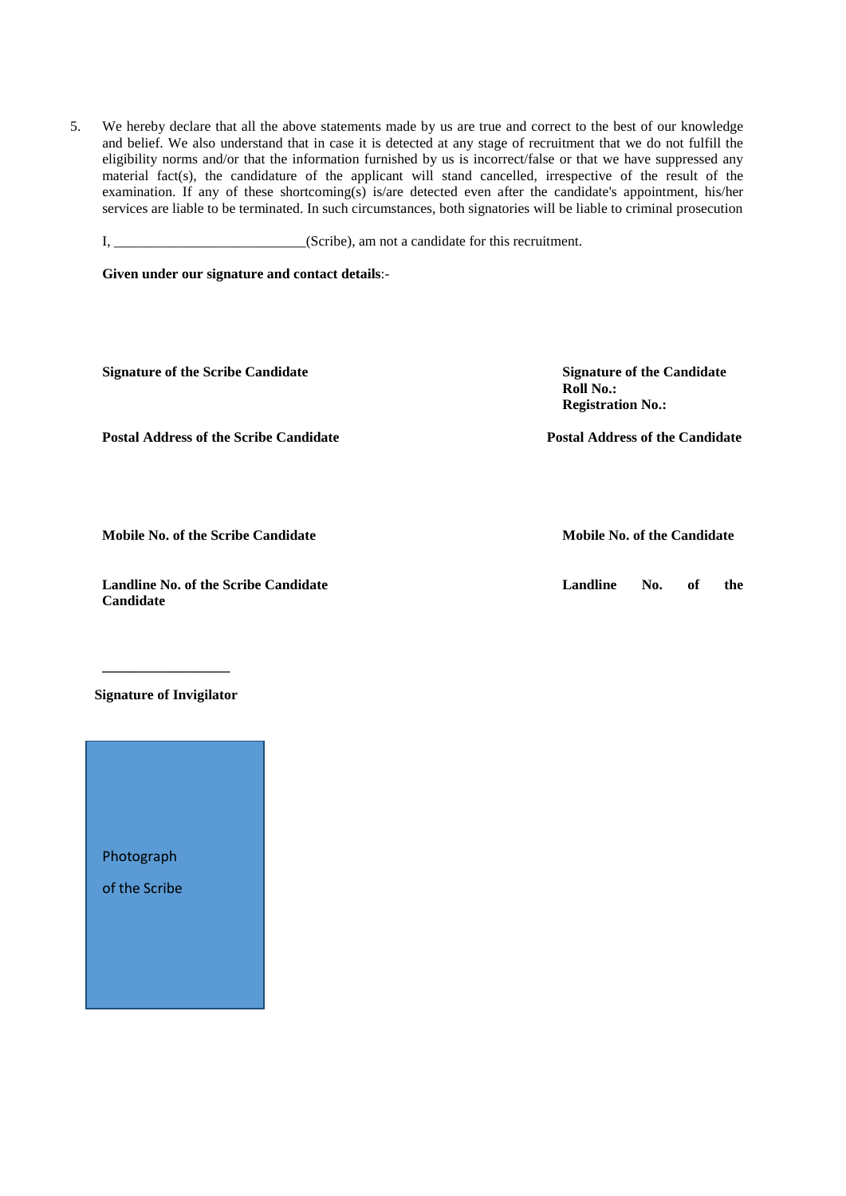5. We hereby declare that all the above statements made by us are true and correct to the best of our knowledge and belief. We also understand that in case it is detected at any stage of recruitment that we do not fulfill the eligibility norms and/or that the information furnished by us is incorrect/false or that we have suppressed any material fact(s), the candidature of the applicant will stand cancelled, irrespective of the result of the examination. If any of these shortcoming(s) is/are detected even after the candidate's appointment, his/her services are liable to be terminated. In such circumstances, both signatories will be liable to criminal prosecution

   I, ___________________________(Scribe), am not a candidate for this recruitment.

   **Given under our signature and contact details**:-

**Signature of the Scribe Candidate**

**Signature of the Candidate**
**Roll No.:**
**Registration No.:**

**Postal Address of the Scribe Candidate**

**Postal Address of the Candidate**

**Mobile No. of the Scribe Candidate**

**Mobile No. of the Candidate**

**Landline No. of the Scribe Candidate**

**Landline No. of the Candidate**

_________________

**Signature of Invigilator**

Photograph
of the Scribe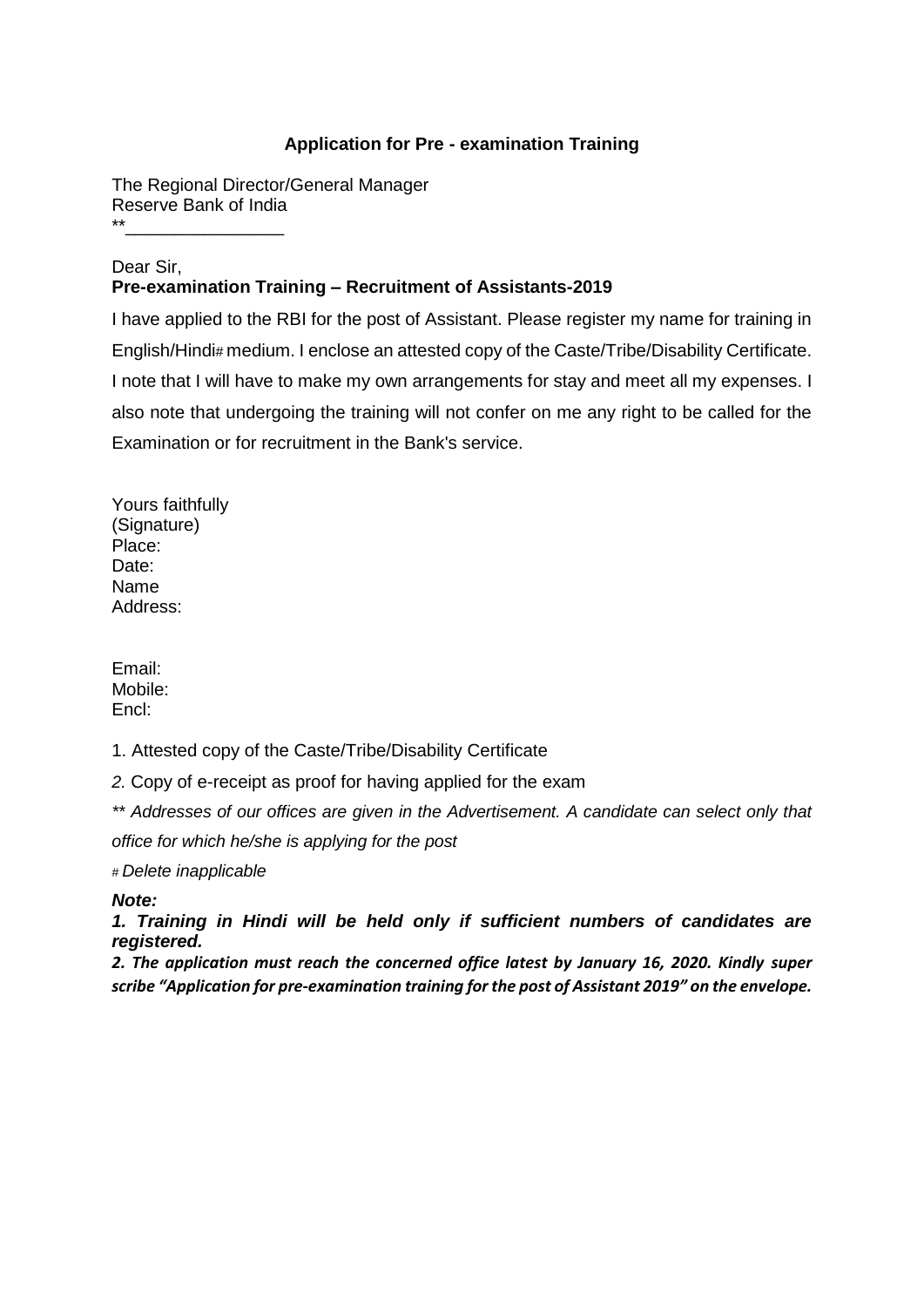## Application for Pre - examination Training

The Regional Director/General Manager
Reserve Bank of India
**________________

Dear Sir,
**Pre-examination Training – Recruitment of Assistants-2019**

I have applied to the RBI for the post of Assistant. Please register my name for training in English/Hindi# medium. I enclose an attested copy of the Caste/Tribe/Disability Certificate. I note that I will have to make my own arrangements for stay and meet all my expenses. I also note that undergoing the training will not confer on me any right to be called for the Examination or for recruitment in the Bank's service.

Yours faithfully
(Signature)
Place:
Date:
Name
Address:

Email:
Mobile:
Encl:

1. Attested copy of the Caste/Tribe/Disability Certificate

*2.* Copy of e-receipt as proof for having applied for the exam

*** Addresses of our offices are given in the Advertisement. A candidate can select only that office for which he/she is applying for the post*

*# Delete inapplicable*

***Note:***

***1. Training in Hindi will be held only if sufficient numbers of candidates are registered.***

***2. The application must reach the concerned office latest by January 16, 2020. Kindly super scribe "Application for pre-examination training for the post of Assistant 2019" on the envelope.***